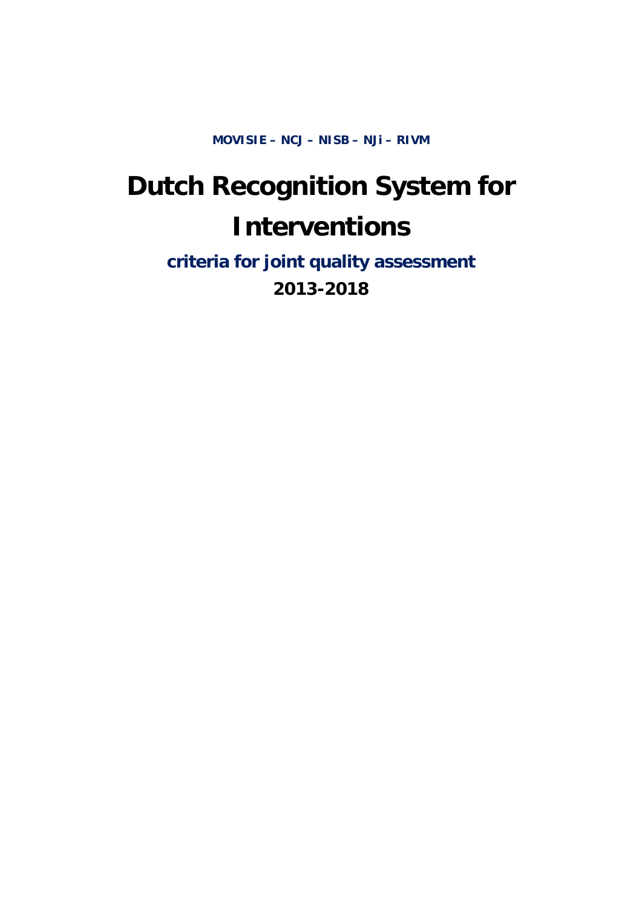**MOVISIE – NCJ – NISB – NJi – RIVM**

# Dutch Recognition System for Interventions

## criteria for joint quality assessment

## 2013-2018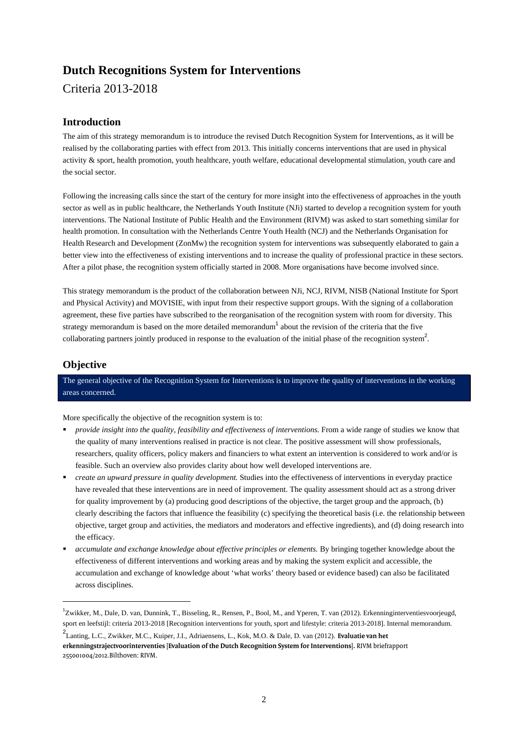# Dutch Recognitions System for Interventions

Criteria 2013-2018

## Introduction

The aim of this strategy memorandum is to introduce the revised Dutch Recognition System for Interventions, as it will be realised by the collaborating parties with effect from 2013. This initially concerns interventions that are used in physical activity & sport, health promotion, youth healthcare, youth welfare, educational developmental stimulation, youth care and the social sector.

Following the increasing calls since the start of the century for more insight into the effectiveness of approaches in the youth sector as well as in public healthcare, the Netherlands Youth Institute (NJi) started to develop a recognition system for youth interventions. The National Institute of Public Health and the Environment (RIVM) was asked to start something similar for health promotion. In consultation with the Netherlands Centre Youth Health (NCJ) and the Netherlands Organisation for Health Research and Development (ZonMw) the recognition system for interventions was subsequently elaborated to gain a better view into the effectiveness of existing interventions and to increase the quality of professional practice in these sectors. After a pilot phase, the recognition system officially started in 2008. More organisations have become involved since.

This strategy memorandum is the product of the collaboration between NJi, NCJ, RIVM, NISB (National Institute for Sport and Physical Activity) and MOVISIE, with input from their respective support groups. With the signing of a collaboration agreement, these five parties have subscribed to the reorganisation of the recognition system with room for diversity. This strategy memorandum is based on the more detailed memorandum[1] about the revision of the criteria that the five collaborating partners jointly produced in response to the evaluation of the initial phase of the recognition system[2].

## Objective

The general objective of the Recognition System for Interventions is to improve the quality of interventions in the working areas concerned.

More specifically the objective of the recognition system is to:

- *provide insight into the quality, feasibility and effectiveness of interventions.* From a wide range of studies we know that the quality of many interventions realised in practice is not clear. The positive assessment will show professionals, researchers, quality officers, policy makers and financiers to what extent an intervention is considered to work and/or is feasible. Such an overview also provides clarity about how well developed interventions are.
- *create an upward pressure in quality development.* Studies into the effectiveness of interventions in everyday practice have revealed that these interventions are in need of improvement. The quality assessment should act as a strong driver for quality improvement by (a) producing good descriptions of the objective, the target group and the approach, (b) clearly describing the factors that influence the feasibility (c) specifying the theoretical basis (i.e. the relationship between objective, target group and activities, the mediators and moderators and effective ingredients), and (d) doing research into the efficacy.
- *accumulate and exchange knowledge about effective principles or elements.* By bringing together knowledge about the effectiveness of different interventions and working areas and by making the system explicit and accessible, the accumulation and exchange of knowledge about 'what works' theory based or evidence based) can also be facilitated across disciplines.

---

[1] Zwikker, M., Dale, D. van, Dunnink, T., Bisseling, R., Rensen, P., Bool, M., and Yperen, T. van (2012). Erkenninginterventiesvoorjeugd, sport en leefstijl: criteria 2013-2018 [Recognition interventions for youth, sport and lifestyle: criteria 2013-2018]. Internal memorandum.

[2] Lanting, L.C., Zwikker, M.C., Kuiper, J.I., Adriaensens, L., Kok, M.O. & Dale, D. van (2012). **Evaluatie van het erkenningstrajectvoorinterventies [Evaluation of the Dutch Recognition System for Interventions].** RIVM briefrapport 255001004/2012.Bilthoven: RIVM.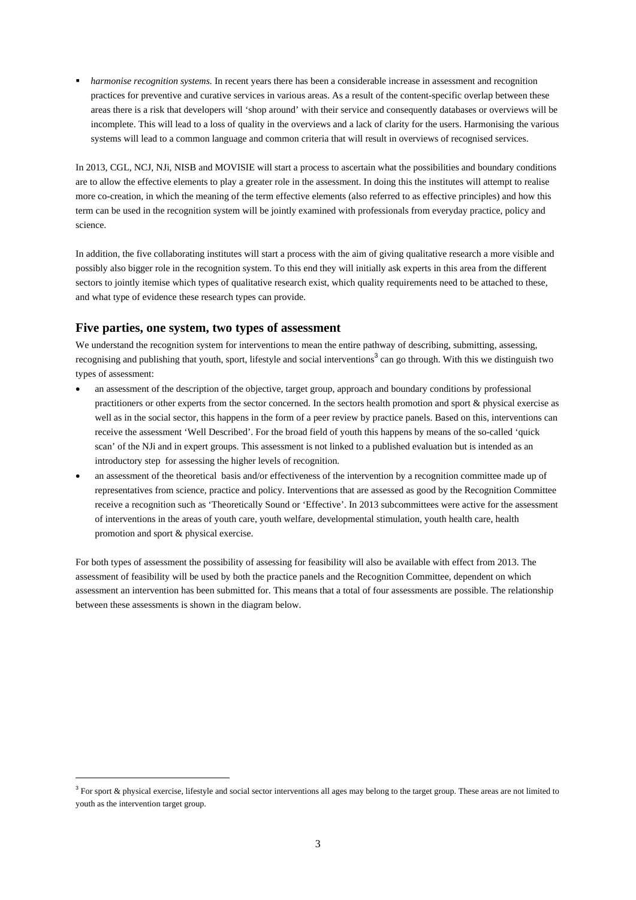- *harmonise recognition systems.* In recent years there has been a considerable increase in assessment and recognition practices for preventive and curative services in various areas. As a result of the content-specific overlap between these areas there is a risk that developers will 'shop around' with their service and consequently databases or overviews will be incomplete. This will lead to a loss of quality in the overviews and a lack of clarity for the users. Harmonising the various systems will lead to a common language and common criteria that will result in overviews of recognised services.

In 2013, CGL, NCJ, NJi, NISB and MOVISIE will start a process to ascertain what the possibilities and boundary conditions are to allow the effective elements to play a greater role in the assessment. In doing this the institutes will attempt to realise more co-creation, in which the meaning of the term effective elements (also referred to as effective principles) and how this term can be used in the recognition system will be jointly examined with professionals from everyday practice, policy and science.

In addition, the five collaborating institutes will start a process with the aim of giving qualitative research a more visible and possibly also bigger role in the recognition system. To this end they will initially ask experts in this area from the different sectors to jointly itemise which types of qualitative research exist, which quality requirements need to be attached to these, and what type of evidence these research types can provide.

## Five parties, one system, two types of assessment

We understand the recognition system for interventions to mean the entire pathway of describing, submitting, assessing, recognising and publishing that youth, sport, lifestyle and social interventions[3] can go through. With this we distinguish two types of assessment:

- an assessment of the description of the objective, target group, approach and boundary conditions by professional practitioners or other experts from the sector concerned. In the sectors health promotion and sport & physical exercise as well as in the social sector, this happens in the form of a peer review by practice panels. Based on this, interventions can receive the assessment 'Well Described'. For the broad field of youth this happens by means of the so-called 'quick scan' of the NJi and in expert groups. This assessment is not linked to a published evaluation but is intended as an introductory step for assessing the higher levels of recognition.
- an assessment of the theoretical basis and/or effectiveness of the intervention by a recognition committee made up of representatives from science, practice and policy. Interventions that are assessed as good by the Recognition Committee receive a recognition such as 'Theoretically Sound or 'Effective'. In 2013 subcommittees were active for the assessment of interventions in the areas of youth care, youth welfare, developmental stimulation, youth health care, health promotion and sport & physical exercise.

For both types of assessment the possibility of assessing for feasibility will also be available with effect from 2013. The assessment of feasibility will be used by both the practice panels and the Recognition Committee, dependent on which assessment an intervention has been submitted for. This means that a total of four assessments are possible. The relationship between these assessments is shown in the diagram below.

[3] For sport & physical exercise, lifestyle and social sector interventions all ages may belong to the target group. These areas are not limited to youth as the intervention target group.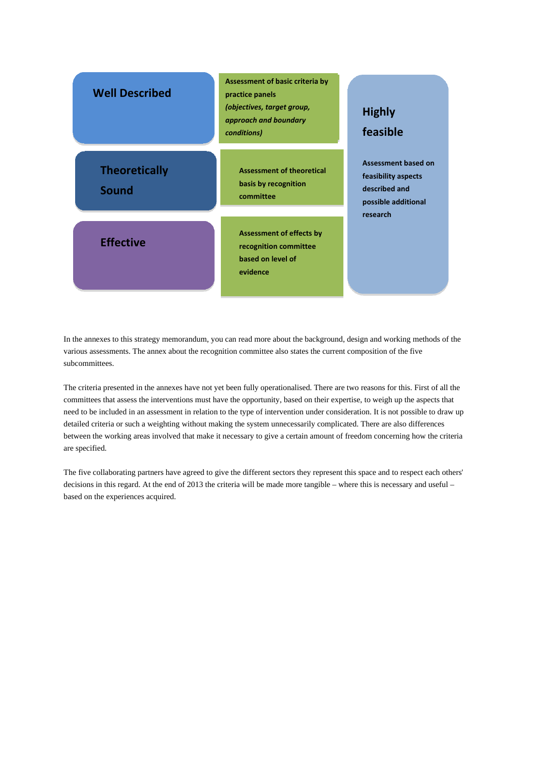| Criterion | Assessment | |
|---|---|---|
| **Well Described** | Assessment of basic criteria by practice panels *(objectives, target group, approach and boundary conditions)* | **Highly feasible** Assessment based on feasibility aspects described and possible additional research |
| **Theoretically Sound** | Assessment of theoretical basis by recognition committee | |
| **Effective** | Assessment of effects by recognition committee based on level of evidence | |

In the annexes to this strategy memorandum, you can read more about the background, design and working methods of the various assessments. The annex about the recognition committee also states the current composition of the five subcommittees.

The criteria presented in the annexes have not yet been fully operationalised. There are two reasons for this. First of all the committees that assess the interventions must have the opportunity, based on their expertise, to weigh up the aspects that need to be included in an assessment in relation to the type of intervention under consideration. It is not possible to draw up detailed criteria or such a weighting without making the system unnecessarily complicated. There are also differences between the working areas involved that make it necessary to give a certain amount of freedom concerning how the criteria are specified.

The five collaborating partners have agreed to give the different sectors they represent this space and to respect each others' decisions in this regard. At the end of 2013 the criteria will be made more tangible – where this is necessary and useful – based on the experiences acquired.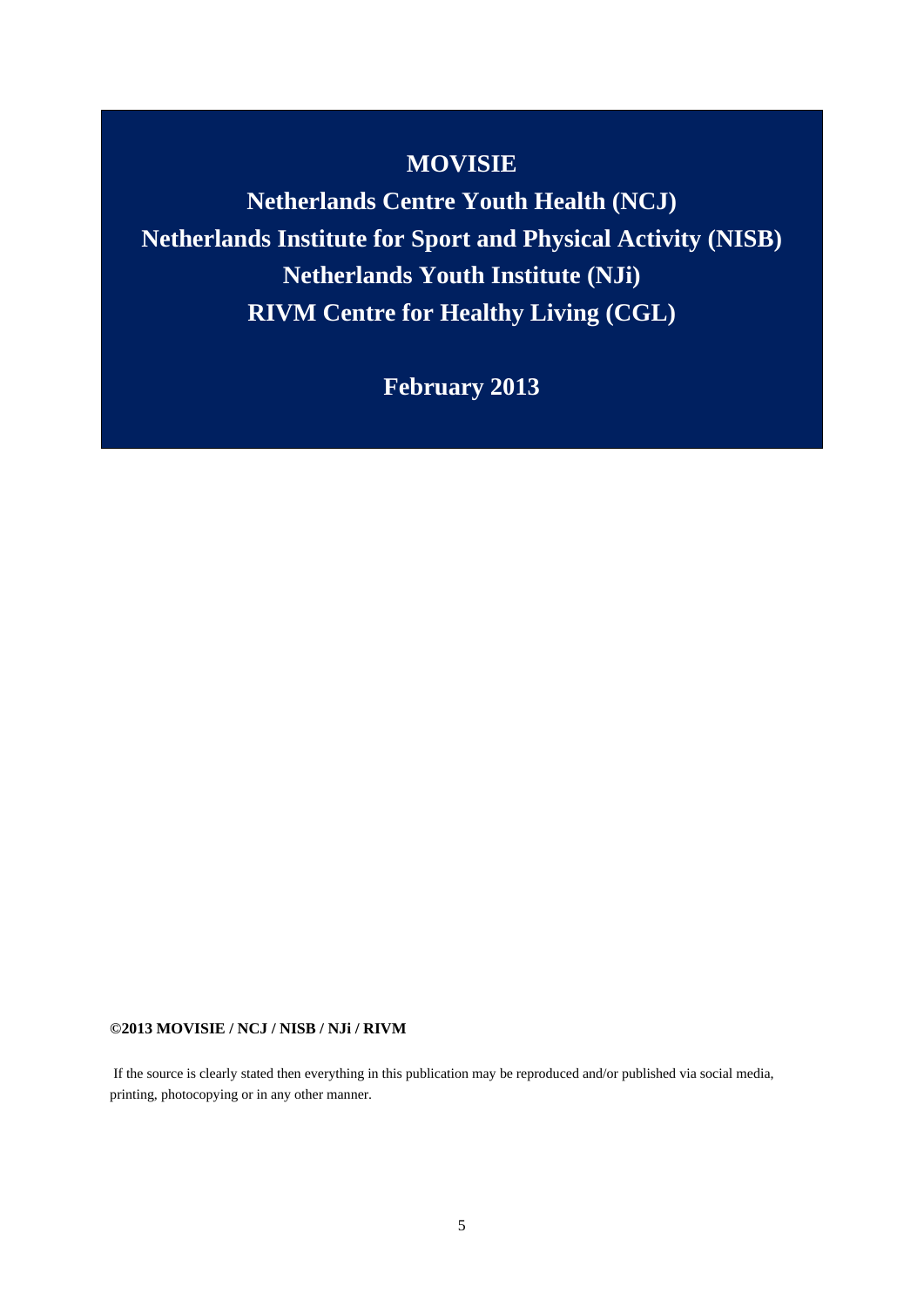**MOVISIE**

**Netherlands Centre Youth Health (NCJ)**

**Netherlands Institute for Sport and Physical Activity (NISB)**

**Netherlands Youth Institute (NJi)**

**RIVM Centre for Healthy Living (CGL)**

**February 2013**

**©2013 MOVISIE / NCJ / NISB / NJi / RIVM**

If the source is clearly stated then everything in this publication may be reproduced and/or published via social media, printing, photocopying or in any other manner.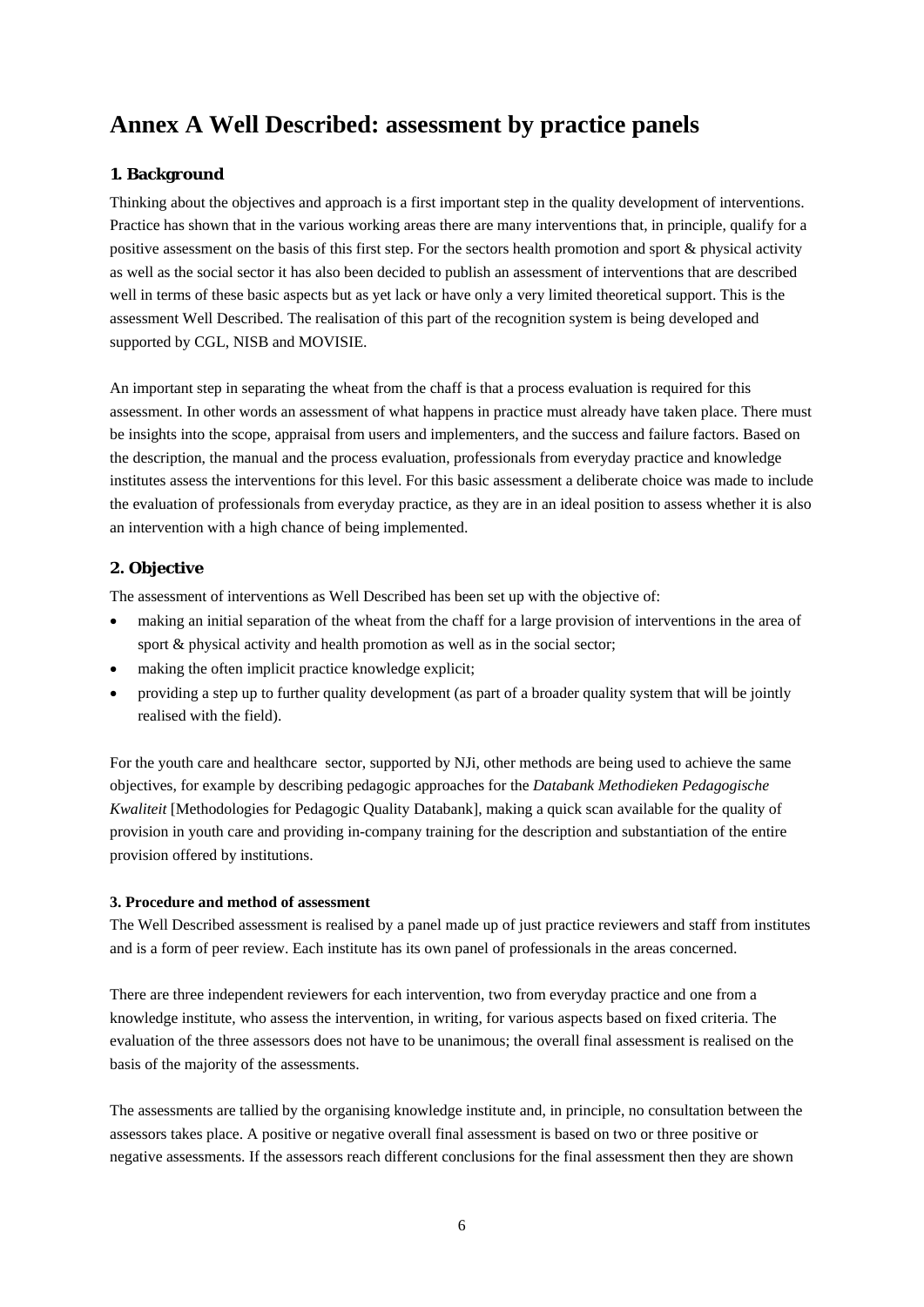# Annex A Well Described: assessment by practice panels

## 1. Background

Thinking about the objectives and approach is a first important step in the quality development of interventions. Practice has shown that in the various working areas there are many interventions that, in principle, qualify for a positive assessment on the basis of this first step. For the sectors health promotion and sport & physical activity as well as the social sector it has also been decided to publish an assessment of interventions that are described well in terms of these basic aspects but as yet lack or have only a very limited theoretical support. This is the assessment Well Described. The realisation of this part of the recognition system is being developed and supported by CGL, NISB and MOVISIE.

An important step in separating the wheat from the chaff is that a process evaluation is required for this assessment. In other words an assessment of what happens in practice must already have taken place. There must be insights into the scope, appraisal from users and implementers, and the success and failure factors. Based on the description, the manual and the process evaluation, professionals from everyday practice and knowledge institutes assess the interventions for this level. For this basic assessment a deliberate choice was made to include the evaluation of professionals from everyday practice, as they are in an ideal position to assess whether it is also an intervention with a high chance of being implemented.

## 2. Objective

The assessment of interventions as Well Described has been set up with the objective of:

- making an initial separation of the wheat from the chaff for a large provision of interventions in the area of sport & physical activity and health promotion as well as in the social sector;
- making the often implicit practice knowledge explicit;
- providing a step up to further quality development (as part of a broader quality system that will be jointly realised with the field).

For the youth care and healthcare sector, supported by NJi, other methods are being used to achieve the same objectives, for example by describing pedagogic approaches for the *Databank Methodieken Pedagogische Kwaliteit* [Methodologies for Pedagogic Quality Databank], making a quick scan available for the quality of provision in youth care and providing in-company training for the description and substantiation of the entire provision offered by institutions.

**3. Procedure and method of assessment**

The Well Described assessment is realised by a panel made up of just practice reviewers and staff from institutes and is a form of peer review. Each institute has its own panel of professionals in the areas concerned.

There are three independent reviewers for each intervention, two from everyday practice and one from a knowledge institute, who assess the intervention, in writing, for various aspects based on fixed criteria. The evaluation of the three assessors does not have to be unanimous; the overall final assessment is realised on the basis of the majority of the assessments.

The assessments are tallied by the organising knowledge institute and, in principle, no consultation between the assessors takes place. A positive or negative overall final assessment is based on two or three positive or negative assessments. If the assessors reach different conclusions for the final assessment then they are shown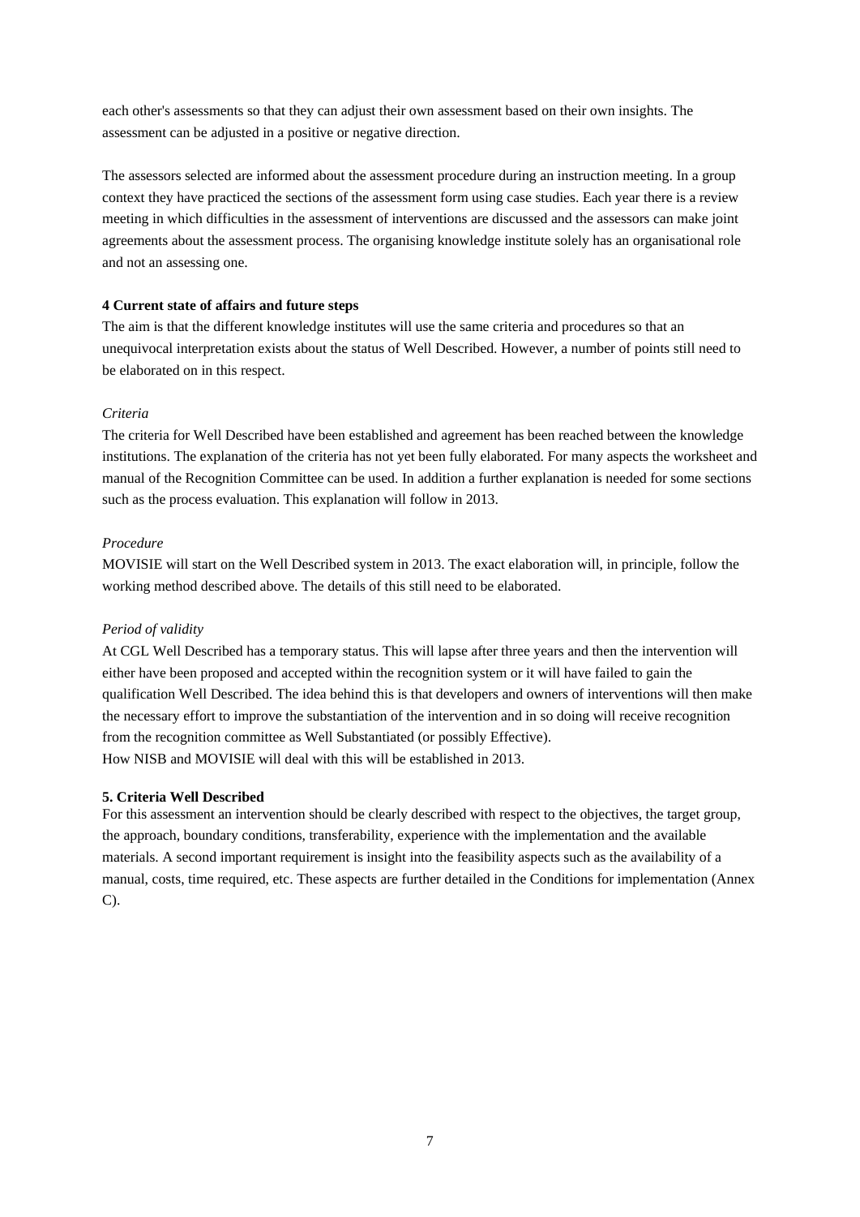each other's assessments so that they can adjust their own assessment based on their own insights. The assessment can be adjusted in a positive or negative direction.

The assessors selected are informed about the assessment procedure during an instruction meeting. In a group context they have practiced the sections of the assessment form using case studies. Each year there is a review meeting in which difficulties in the assessment of interventions are discussed and the assessors can make joint agreements about the assessment process. The organising knowledge institute solely has an organisational role and not an assessing one.

## 4 Current state of affairs and future steps

The aim is that the different knowledge institutes will use the same criteria and procedures so that an unequivocal interpretation exists about the status of Well Described. However, a number of points still need to be elaborated on in this respect.

*Criteria*

The criteria for Well Described have been established and agreement has been reached between the knowledge institutions. The explanation of the criteria has not yet been fully elaborated. For many aspects the worksheet and manual of the Recognition Committee can be used. In addition a further explanation is needed for some sections such as the process evaluation. This explanation will follow in 2013.

*Procedure*

MOVISIE will start on the Well Described system in 2013. The exact elaboration will, in principle, follow the working method described above. The details of this still need to be elaborated.

*Period of validity*

At CGL Well Described has a temporary status. This will lapse after three years and then the intervention will either have been proposed and accepted within the recognition system or it will have failed to gain the qualification Well Described. The idea behind this is that developers and owners of interventions will then make the necessary effort to improve the substantiation of the intervention and in so doing will receive recognition from the recognition committee as Well Substantiated (or possibly Effective).
How NISB and MOVISIE will deal with this will be established in 2013.

## 5. Criteria Well Described

For this assessment an intervention should be clearly described with respect to the objectives, the target group, the approach, boundary conditions, transferability, experience with the implementation and the available materials. A second important requirement is insight into the feasibility aspects such as the availability of a manual, costs, time required, etc. These aspects are further detailed in the Conditions for implementation (Annex C).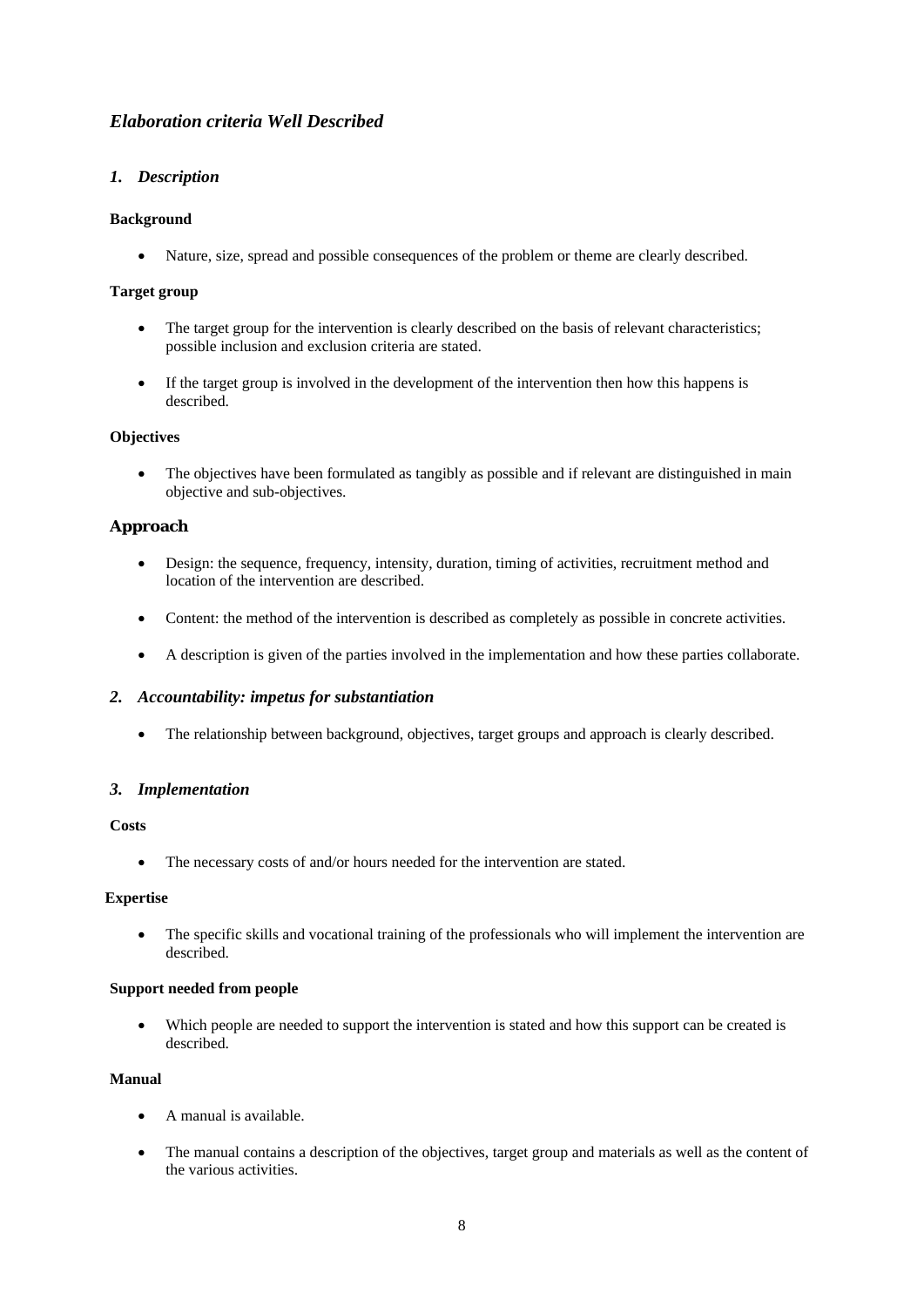## *Elaboration criteria Well Described*

### *1. Description*

**Background**

- Nature, size, spread and possible consequences of the problem or theme are clearly described.

**Target group**

- The target group for the intervention is clearly described on the basis of relevant characteristics; possible inclusion and exclusion criteria are stated.
- If the target group is involved in the development of the intervention then how this happens is described.

**Objectives**

- The objectives have been formulated as tangibly as possible and if relevant are distinguished in main objective and sub-objectives.

### Approach

- Design: the sequence, frequency, intensity, duration, timing of activities, recruitment method and location of the intervention are described.
- Content: the method of the intervention is described as completely as possible in concrete activities.
- A description is given of the parties involved in the implementation and how these parties collaborate.

### *2. Accountability: impetus for substantiation*

- The relationship between background, objectives, target groups and approach is clearly described.

### *3. Implementation*

**Costs**

- The necessary costs of and/or hours needed for the intervention are stated.

**Expertise**

- The specific skills and vocational training of the professionals who will implement the intervention are described.

**Support needed from people**

- Which people are needed to support the intervention is stated and how this support can be created is described.

**Manual**

- A manual is available.
- The manual contains a description of the objectives, target group and materials as well as the content of the various activities.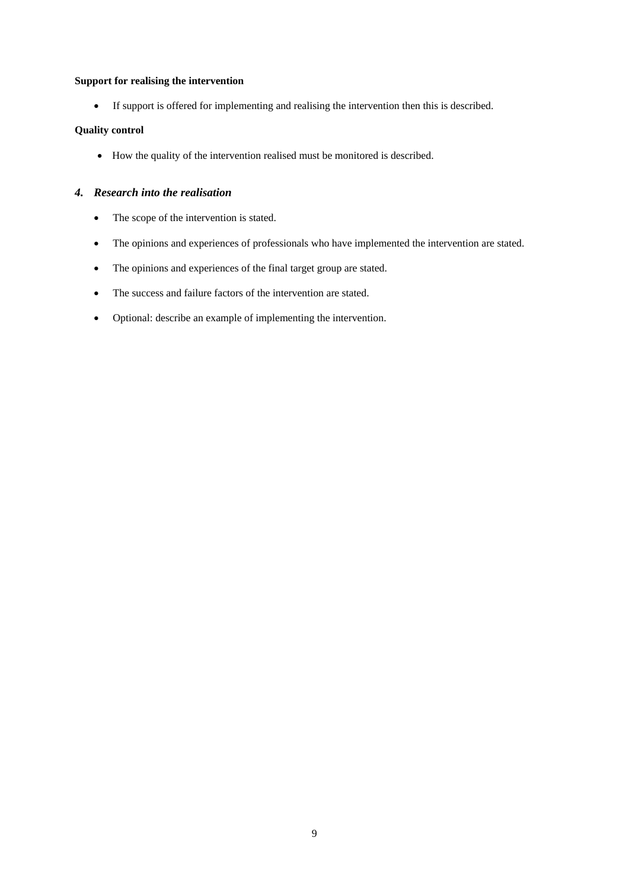**Support for realising the intervention**

- If support is offered for implementing and realising the intervention then this is described.

**Quality control**

- How the quality of the intervention realised must be monitored is described.

### *4. Research into the realisation*

- The scope of the intervention is stated.
- The opinions and experiences of professionals who have implemented the intervention are stated.
- The opinions and experiences of the final target group are stated.
- The success and failure factors of the intervention are stated.
- Optional: describe an example of implementing the intervention.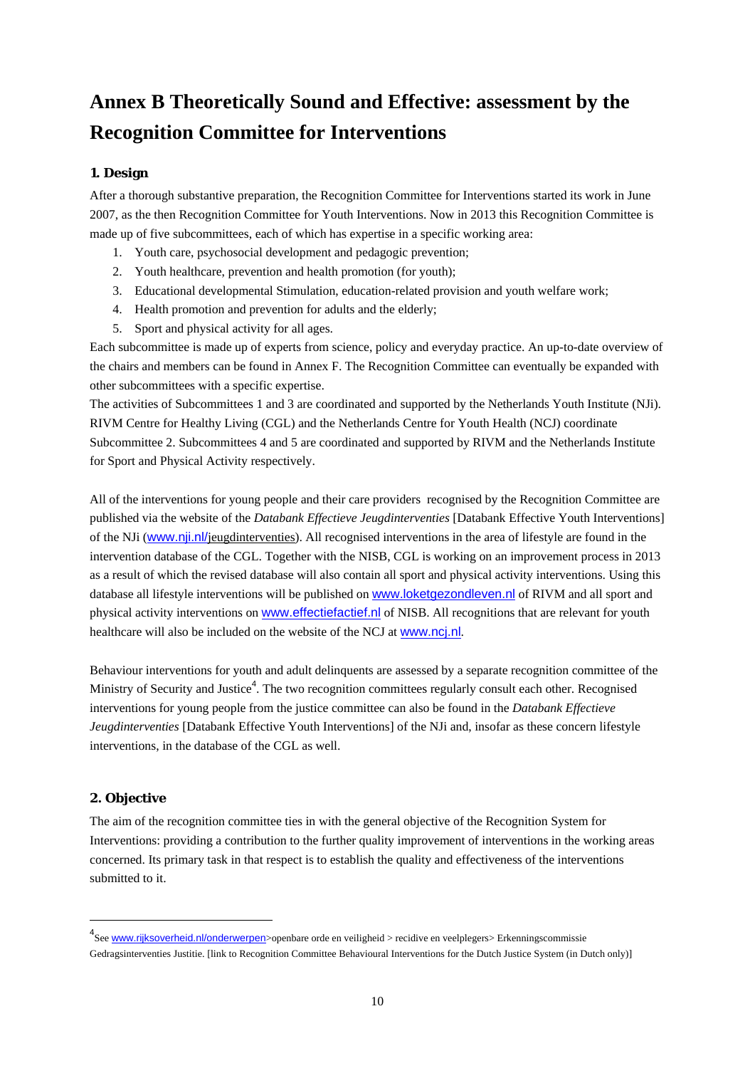# Annex B Theoretically Sound and Effective: assessment by the Recognition Committee for Interventions

## 1. Design

After a thorough substantive preparation, the Recognition Committee for Interventions started its work in June 2007, as the then Recognition Committee for Youth Interventions. Now in 2013 this Recognition Committee is made up of five subcommittees, each of which has expertise in a specific working area:

1. Youth care, psychosocial development and pedagogic prevention;
2. Youth healthcare, prevention and health promotion (for youth);
3. Educational developmental Stimulation, education-related provision and youth welfare work;
4. Health promotion and prevention for adults and the elderly;
5. Sport and physical activity for all ages.

Each subcommittee is made up of experts from science, policy and everyday practice. An up-to-date overview of the chairs and members can be found in Annex F. The Recognition Committee can eventually be expanded with other subcommittees with a specific expertise.

The activities of Subcommittees 1 and 3 are coordinated and supported by the Netherlands Youth Institute (NJi). RIVM Centre for Healthy Living (CGL) and the Netherlands Centre for Youth Health (NCJ) coordinate Subcommittee 2. Subcommittees 4 and 5 are coordinated and supported by RIVM and the Netherlands Institute for Sport and Physical Activity respectively.

All of the interventions for young people and their care providers recognised by the Recognition Committee are published via the website of the *Databank Effectieve Jeugdinterventies* [Databank Effective Youth Interventions] of the NJi (www.nji.nl/jeugdinterventies). All recognised interventions in the area of lifestyle are found in the intervention database of the CGL. Together with the NISB, CGL is working on an improvement process in 2013 as a result of which the revised database will also contain all sport and physical activity interventions. Using this database all lifestyle interventions will be published on www.loketgezondleven.nl of RIVM and all sport and physical activity interventions on www.effectiefactief.nl of NISB. All recognitions that are relevant for youth healthcare will also be included on the website of the NCJ at www.ncj.nl.

Behaviour interventions for youth and adult delinquents are assessed by a separate recognition committee of the Ministry of Security and Justice[4]. The two recognition committees regularly consult each other. Recognised interventions for young people from the justice committee can also be found in the *Databank Effectieve Jeugdinterventies* [Databank Effective Youth Interventions] of the NJi and, insofar as these concern lifestyle interventions, in the database of the CGL as well.

## 2. Objective

The aim of the recognition committee ties in with the general objective of the Recognition System for Interventions: providing a contribution to the further quality improvement of interventions in the working areas concerned. Its primary task in that respect is to establish the quality and effectiveness of the interventions submitted to it.

[4] See www.rijksoverheid.nl/onderwerpen>openbare orde en veiligheid > recidive en veelplegers> Erkenningscommissie Gedragsinterventies Justitie. [link to Recognition Committee Behavioural Interventions for the Dutch Justice System (in Dutch only)]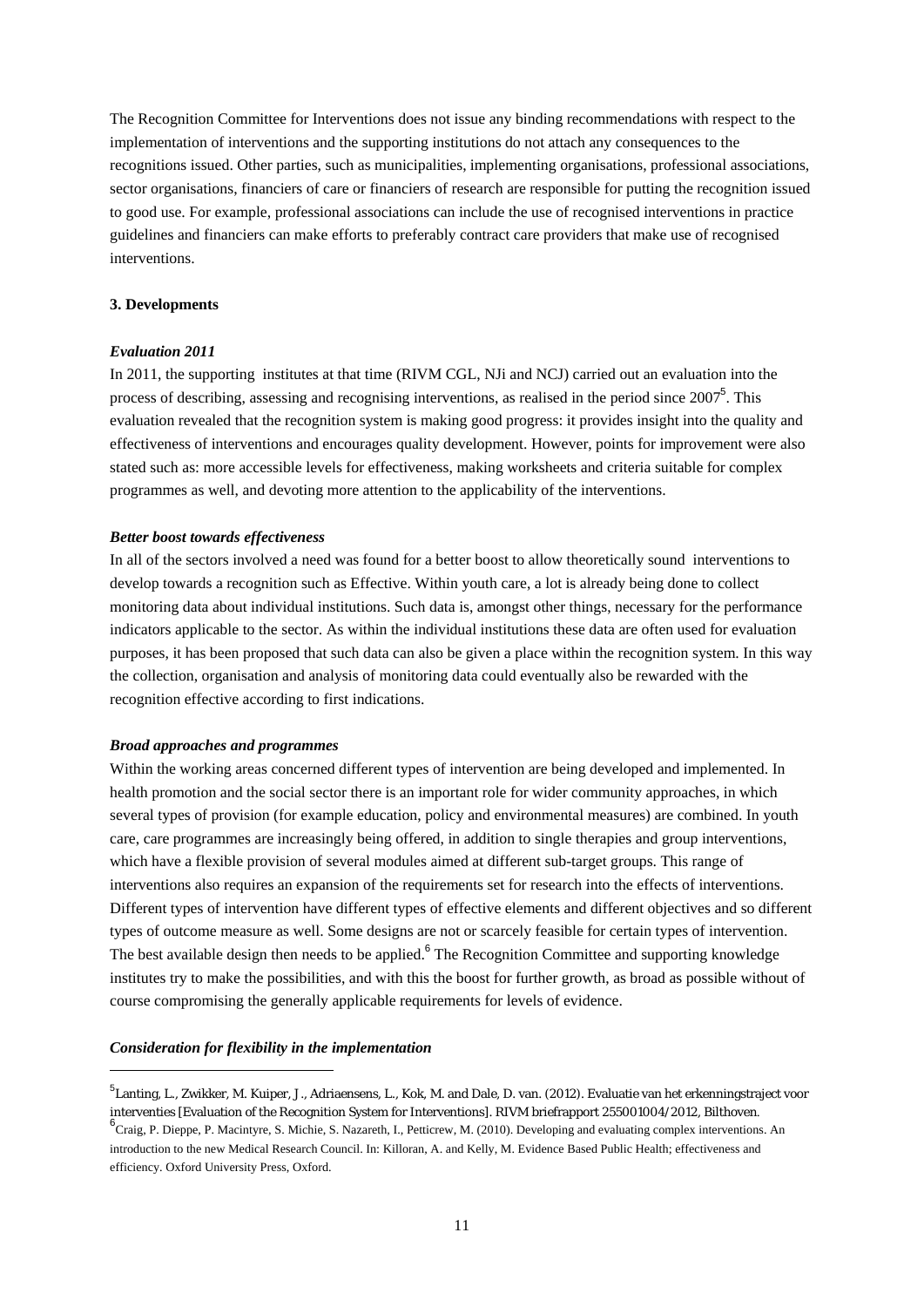The Recognition Committee for Interventions does not issue any binding recommendations with respect to the implementation of interventions and the supporting institutions do not attach any consequences to the recognitions issued. Other parties, such as municipalities, implementing organisations, professional associations, sector organisations, financiers of care or financiers of research are responsible for putting the recognition issued to good use. For example, professional associations can include the use of recognised interventions in practice guidelines and financiers can make efforts to preferably contract care providers that make use of recognised interventions.

**3. Developments**

***Evaluation 2011***

In 2011, the supporting institutes at that time (RIVM CGL, NJi and NCJ) carried out an evaluation into the process of describing, assessing and recognising interventions, as realised in the period since 2007[5]. This evaluation revealed that the recognition system is making good progress: it provides insight into the quality and effectiveness of interventions and encourages quality development. However, points for improvement were also stated such as: more accessible levels for effectiveness, making worksheets and criteria suitable for complex programmes as well, and devoting more attention to the applicability of the interventions.

***Better boost towards effectiveness***

In all of the sectors involved a need was found for a better boost to allow theoretically sound interventions to develop towards a recognition such as Effective. Within youth care, a lot is already being done to collect monitoring data about individual institutions. Such data is, amongst other things, necessary for the performance indicators applicable to the sector. As within the individual institutions these data are often used for evaluation purposes, it has been proposed that such data can also be given a place within the recognition system. In this way the collection, organisation and analysis of monitoring data could eventually also be rewarded with the recognition effective according to first indications.

***Broad approaches and programmes***

Within the working areas concerned different types of intervention are being developed and implemented. In health promotion and the social sector there is an important role for wider community approaches, in which several types of provision (for example education, policy and environmental measures) are combined. In youth care, care programmes are increasingly being offered, in addition to single therapies and group interventions, which have a flexible provision of several modules aimed at different sub-target groups. This range of interventions also requires an expansion of the requirements set for research into the effects of interventions. Different types of intervention have different types of effective elements and different objectives and so different types of outcome measure as well. Some designs are not or scarcely feasible for certain types of intervention. The best available design then needs to be applied.[6] The Recognition Committee and supporting knowledge institutes try to make the possibilities, and with this the boost for further growth, as broad as possible without of course compromising the generally applicable requirements for levels of evidence.

***Consideration for flexibility in the implementation***

---

[5] Lanting, L., Zwikker, M. Kuiper, J., Adriaensens, L., Kok, M. and Dale, D. van. (2012). Evaluatie van het erkenningstraject voor interventies [Evaluation of the Recognition System for Interventions]. RIVM briefrapport 255001004/2012, Bilthoven.

[6] Craig, P. Dieppe, P. Macintyre, S. Michie, S. Nazareth, I., Petticrew, M. (2010). Developing and evaluating complex interventions. An introduction to the new Medical Research Council. In: Killoran, A. and Kelly, M. Evidence Based Public Health; effectiveness and efficiency. Oxford University Press, Oxford.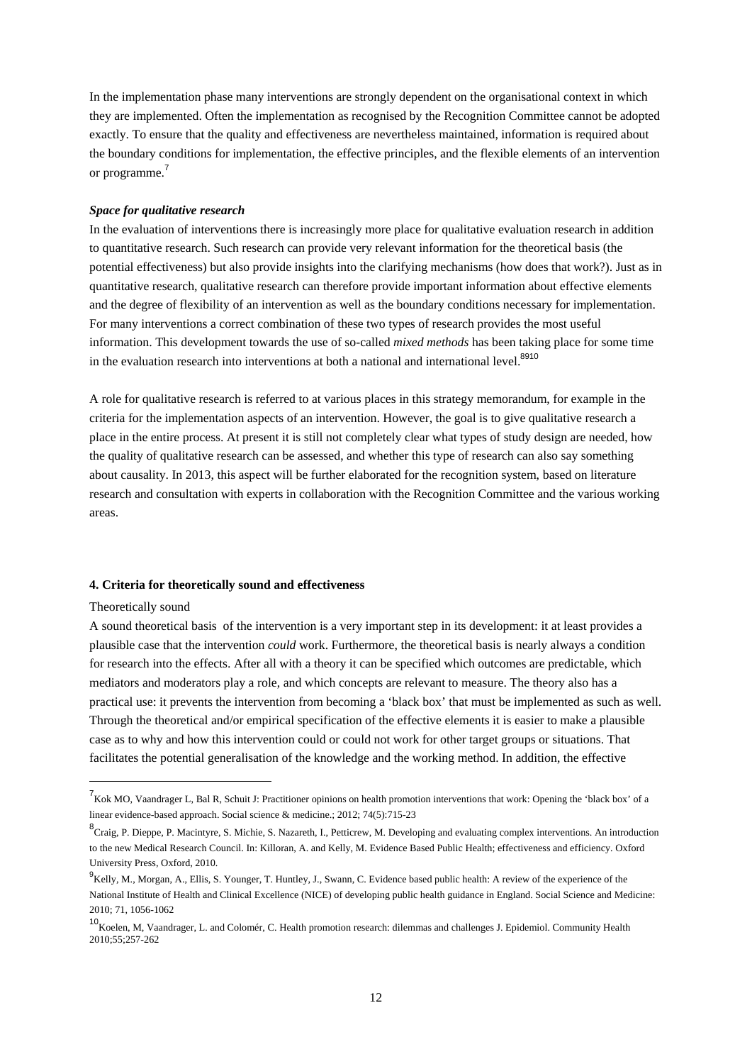In the implementation phase many interventions are strongly dependent on the organisational context in which they are implemented. Often the implementation as recognised by the Recognition Committee cannot be adopted exactly. To ensure that the quality and effectiveness are nevertheless maintained, information is required about the boundary conditions for implementation, the effective principles, and the flexible elements of an intervention or programme.[7]

***Space for qualitative research***

In the evaluation of interventions there is increasingly more place for qualitative evaluation research in addition to quantitative research. Such research can provide very relevant information for the theoretical basis (the potential effectiveness) but also provide insights into the clarifying mechanisms (how does that work?). Just as in quantitative research, qualitative research can therefore provide important information about effective elements and the degree of flexibility of an intervention as well as the boundary conditions necessary for implementation. For many interventions a correct combination of these two types of research provides the most useful information. This development towards the use of so-called *mixed methods* has been taking place for some time in the evaluation research into interventions at both a national and international level.[8][9][10]

A role for qualitative research is referred to at various places in this strategy memorandum, for example in the criteria for the implementation aspects of an intervention. However, the goal is to give qualitative research a place in the entire process. At present it is still not completely clear what types of study design are needed, how the quality of qualitative research can be assessed, and whether this type of research can also say something about causality. In 2013, this aspect will be further elaborated for the recognition system, based on literature research and consultation with experts in collaboration with the Recognition Committee and the various working areas.

**4. Criteria for theoretically sound and effectiveness**

Theoretically sound

A sound theoretical basis of the intervention is a very important step in its development: it at least provides a plausible case that the intervention *could* work. Furthermore, the theoretical basis is nearly always a condition for research into the effects. After all with a theory it can be specified which outcomes are predictable, which mediators and moderators play a role, and which concepts are relevant to measure. The theory also has a practical use: it prevents the intervention from becoming a 'black box' that must be implemented as such as well. Through the theoretical and/or empirical specification of the effective elements it is easier to make a plausible case as to why and how this intervention could or could not work for other target groups or situations. That facilitates the potential generalisation of the knowledge and the working method. In addition, the effective

---

[7] Kok MO, Vaandrager L, Bal R, Schuit J: Practitioner opinions on health promotion interventions that work: Opening the 'black box' of a linear evidence-based approach. Social science & medicine.; 2012; 74(5):715-23

[8] Craig, P. Dieppe, P. Macintyre, S. Michie, S. Nazareth, I., Petticrew, M. Developing and evaluating complex interventions. An introduction to the new Medical Research Council. In: Killoran, A. and Kelly, M. Evidence Based Public Health; effectiveness and efficiency. Oxford University Press, Oxford, 2010.

[9] Kelly, M., Morgan, A., Ellis, S. Younger, T. Huntley, J., Swann, C. Evidence based public health: A review of the experience of the National Institute of Health and Clinical Excellence (NICE) of developing public health guidance in England. Social Science and Medicine: 2010; 71, 1056-1062

[10] Koelen, M, Vaandrager, L. and Colomér, C. Health promotion research: dilemmas and challenges J. Epidemiol. Community Health 2010;55;257-262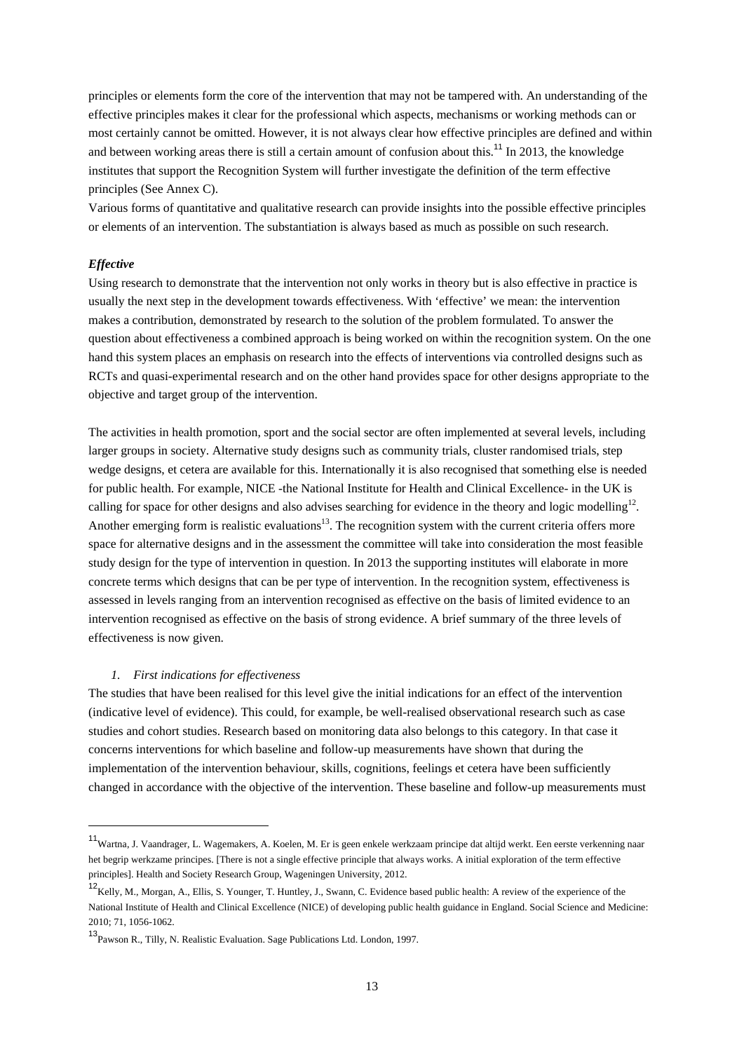principles or elements form the core of the intervention that may not be tampered with. An understanding of the effective principles makes it clear for the professional which aspects, mechanisms or working methods can or most certainly cannot be omitted. However, it is not always clear how effective principles are defined and within and between working areas there is still a certain amount of confusion about this.[11] In 2013, the knowledge institutes that support the Recognition System will further investigate the definition of the term effective principles (See Annex C).

Various forms of quantitative and qualitative research can provide insights into the possible effective principles or elements of an intervention. The substantiation is always based as much as possible on such research.

***Effective***

Using research to demonstrate that the intervention not only works in theory but is also effective in practice is usually the next step in the development towards effectiveness. With 'effective' we mean: the intervention makes a contribution, demonstrated by research to the solution of the problem formulated. To answer the question about effectiveness a combined approach is being worked on within the recognition system. On the one hand this system places an emphasis on research into the effects of interventions via controlled designs such as RCTs and quasi-experimental research and on the other hand provides space for other designs appropriate to the objective and target group of the intervention.

The activities in health promotion, sport and the social sector are often implemented at several levels, including larger groups in society. Alternative study designs such as community trials, cluster randomised trials, step wedge designs, et cetera are available for this. Internationally it is also recognised that something else is needed for public health. For example, NICE -the National Institute for Health and Clinical Excellence- in the UK is calling for space for other designs and also advises searching for evidence in the theory and logic modelling[12]. Another emerging form is realistic evaluations[13]. The recognition system with the current criteria offers more space for alternative designs and in the assessment the committee will take into consideration the most feasible study design for the type of intervention in question. In 2013 the supporting institutes will elaborate in more concrete terms which designs that can be per type of intervention. In the recognition system, effectiveness is assessed in levels ranging from an intervention recognised as effective on the basis of limited evidence to an intervention recognised as effective on the basis of strong evidence. A brief summary of the three levels of effectiveness is now given.

1. *First indications for effectiveness*

The studies that have been realised for this level give the initial indications for an effect of the intervention (indicative level of evidence). This could, for example, be well-realised observational research such as case studies and cohort studies. Research based on monitoring data also belongs to this category. In that case it concerns interventions for which baseline and follow-up measurements have shown that during the implementation of the intervention behaviour, skills, cognitions, feelings et cetera have been sufficiently changed in accordance with the objective of the intervention. These baseline and follow-up measurements must

---

[11] Wartna, J. Vaandrager, L. Wagemakers, A. Koelen, M. Er is geen enkele werkzaam principe dat altijd werkt. Een eerste verkenning naar het begrip werkzame principes. [There is not a single effective principle that always works. A initial exploration of the term effective principles]. Health and Society Research Group, Wageningen University, 2012.

[12] Kelly, M., Morgan, A., Ellis, S. Younger, T. Huntley, J., Swann, C. Evidence based public health: A review of the experience of the National Institute of Health and Clinical Excellence (NICE) of developing public health guidance in England. Social Science and Medicine: 2010; 71, 1056-1062.

[13] Pawson R., Tilly, N. Realistic Evaluation. Sage Publications Ltd. London, 1997.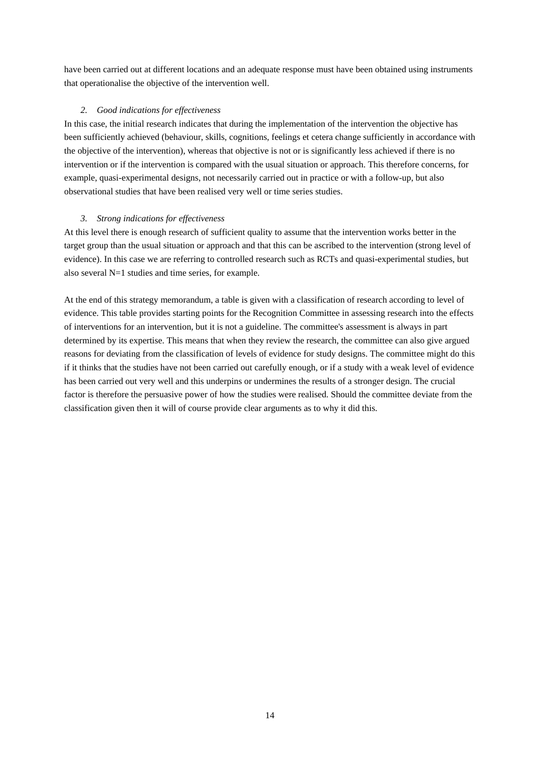have been carried out at different locations and an adequate response must have been obtained using instruments that operationalise the objective of the intervention well.

2. *Good indications for effectiveness*

In this case, the initial research indicates that during the implementation of the intervention the objective has been sufficiently achieved (behaviour, skills, cognitions, feelings et cetera change sufficiently in accordance with the objective of the intervention), whereas that objective is not or is significantly less achieved if there is no intervention or if the intervention is compared with the usual situation or approach. This therefore concerns, for example, quasi-experimental designs, not necessarily carried out in practice or with a follow-up, but also observational studies that have been realised very well or time series studies.

3. *Strong indications for effectiveness*

At this level there is enough research of sufficient quality to assume that the intervention works better in the target group than the usual situation or approach and that this can be ascribed to the intervention (strong level of evidence). In this case we are referring to controlled research such as RCTs and quasi-experimental studies, but also several N=1 studies and time series, for example.

At the end of this strategy memorandum, a table is given with a classification of research according to level of evidence. This table provides starting points for the Recognition Committee in assessing research into the effects of interventions for an intervention, but it is not a guideline. The committee's assessment is always in part determined by its expertise. This means that when they review the research, the committee can also give argued reasons for deviating from the classification of levels of evidence for study designs. The committee might do this if it thinks that the studies have not been carried out carefully enough, or if a study with a weak level of evidence has been carried out very well and this underpins or undermines the results of a stronger design. The crucial factor is therefore the persuasive power of how the studies were realised. Should the committee deviate from the classification given then it will of course provide clear arguments as to why it did this.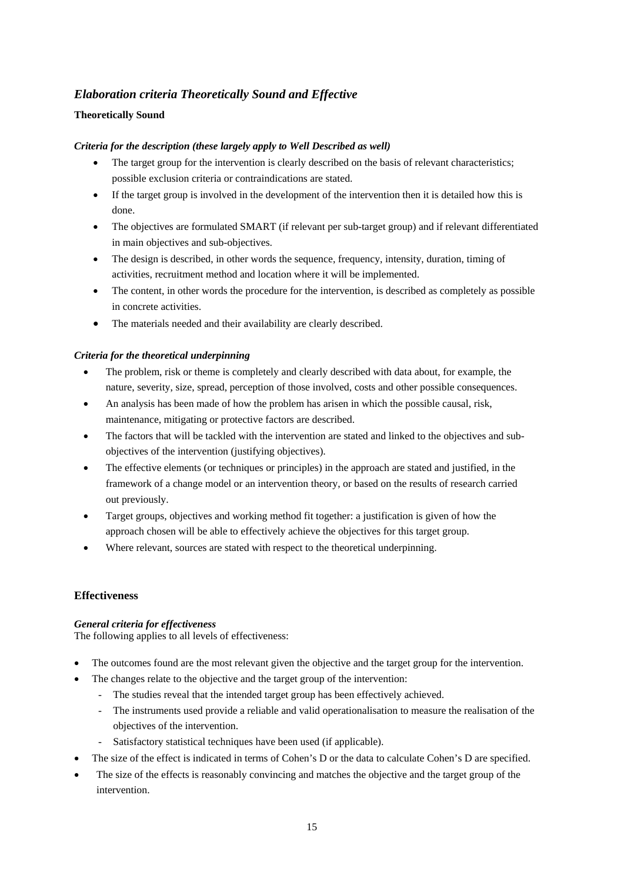## *Elaboration criteria Theoretically Sound and Effective*

**Theoretically Sound**

***Criteria for the description (these largely apply to Well Described as well)***

- The target group for the intervention is clearly described on the basis of relevant characteristics; possible exclusion criteria or contraindications are stated.
- If the target group is involved in the development of the intervention then it is detailed how this is done.
- The objectives are formulated SMART (if relevant per sub-target group) and if relevant differentiated in main objectives and sub-objectives.
- The design is described, in other words the sequence, frequency, intensity, duration, timing of activities, recruitment method and location where it will be implemented.
- The content, in other words the procedure for the intervention, is described as completely as possible in concrete activities.
- The materials needed and their availability are clearly described.

***Criteria for the theoretical underpinning***

- The problem, risk or theme is completely and clearly described with data about, for example, the nature, severity, size, spread, perception of those involved, costs and other possible consequences.
- An analysis has been made of how the problem has arisen in which the possible causal, risk, maintenance, mitigating or protective factors are described.
- The factors that will be tackled with the intervention are stated and linked to the objectives and sub-objectives of the intervention (justifying objectives).
- The effective elements (or techniques or principles) in the approach are stated and justified, in the framework of a change model or an intervention theory, or based on the results of research carried out previously.
- Target groups, objectives and working method fit together: a justification is given of how the approach chosen will be able to effectively achieve the objectives for this target group.
- Where relevant, sources are stated with respect to the theoretical underpinning.

### Effectiveness

***General criteria for effectiveness***

The following applies to all levels of effectiveness:

- The outcomes found are the most relevant given the objective and the target group for the intervention.
- The changes relate to the objective and the target group of the intervention:
  - The studies reveal that the intended target group has been effectively achieved.
  - The instruments used provide a reliable and valid operationalisation to measure the realisation of the objectives of the intervention.
  - Satisfactory statistical techniques have been used (if applicable).
- The size of the effect is indicated in terms of Cohen's D or the data to calculate Cohen's D are specified.
- The size of the effects is reasonably convincing and matches the objective and the target group of the intervention.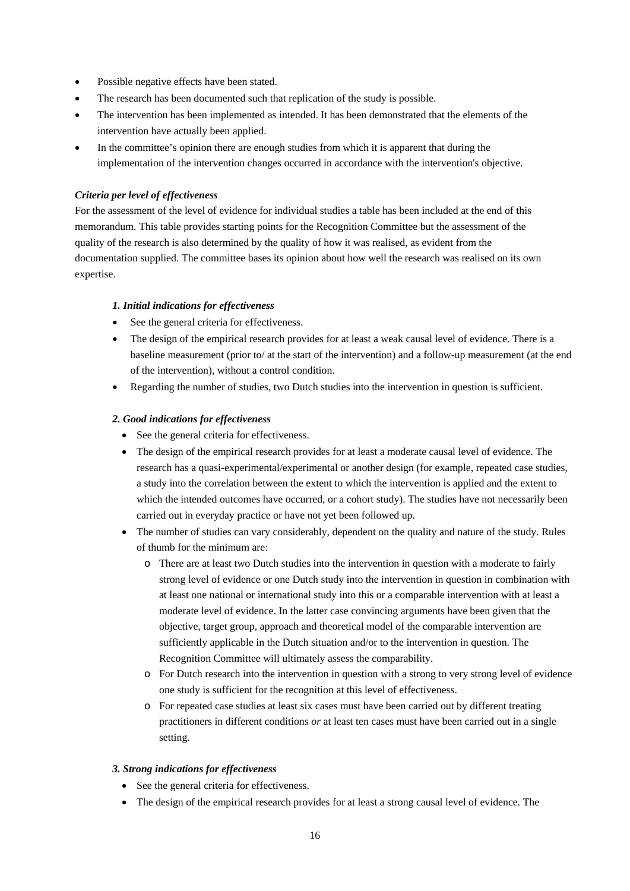- Possible negative effects have been stated.
- The research has been documented such that replication of the study is possible.
- The intervention has been implemented as intended. It has been demonstrated that the elements of the intervention have actually been applied.
- In the committee's opinion there are enough studies from which it is apparent that during the implementation of the intervention changes occurred in accordance with the intervention's objective.

***Criteria per level of effectiveness***

For the assessment of the level of evidence for individual studies a table has been included at the end of this memorandum. This table provides starting points for the Recognition Committee but the assessment of the quality of the research is also determined by the quality of how it was realised, as evident from the documentation supplied. The committee bases its opinion about how well the research was realised on its own expertise.

***1. Initial indications for effectiveness***

- See the general criteria for effectiveness.
- The design of the empirical research provides for at least a weak causal level of evidence. There is a baseline measurement (prior to/ at the start of the intervention) and a follow-up measurement (at the end of the intervention), without a control condition.
- Regarding the number of studies, two Dutch studies into the intervention in question is sufficient.

***2. Good indications for effectiveness***

- See the general criteria for effectiveness.
- The design of the empirical research provides for at least a moderate causal level of evidence. The research has a quasi-experimental/experimental or another design (for example, repeated case studies, a study into the correlation between the extent to which the intervention is applied and the extent to which the intended outcomes have occurred, or a cohort study). The studies have not necessarily been carried out in everyday practice or have not yet been followed up.
- The number of studies can vary considerably, dependent on the quality and nature of the study. Rules of thumb for the minimum are:
  - There are at least two Dutch studies into the intervention in question with a moderate to fairly strong level of evidence or one Dutch study into the intervention in question in combination with at least one national or international study into this or a comparable intervention with at least a moderate level of evidence. In the latter case convincing arguments have been given that the objective, target group, approach and theoretical model of the comparable intervention are sufficiently applicable in the Dutch situation and/or to the intervention in question. The Recognition Committee will ultimately assess the comparability.
  - For Dutch research into the intervention in question with a strong to very strong level of evidence one study is sufficient for the recognition at this level of effectiveness.
  - For repeated case studies at least six cases must have been carried out by different treating practitioners in different conditions *or* at least ten cases must have been carried out in a single setting.

***3. Strong indications for effectiveness***

- See the general criteria for effectiveness.
- The design of the empirical research provides for at least a strong causal level of evidence. The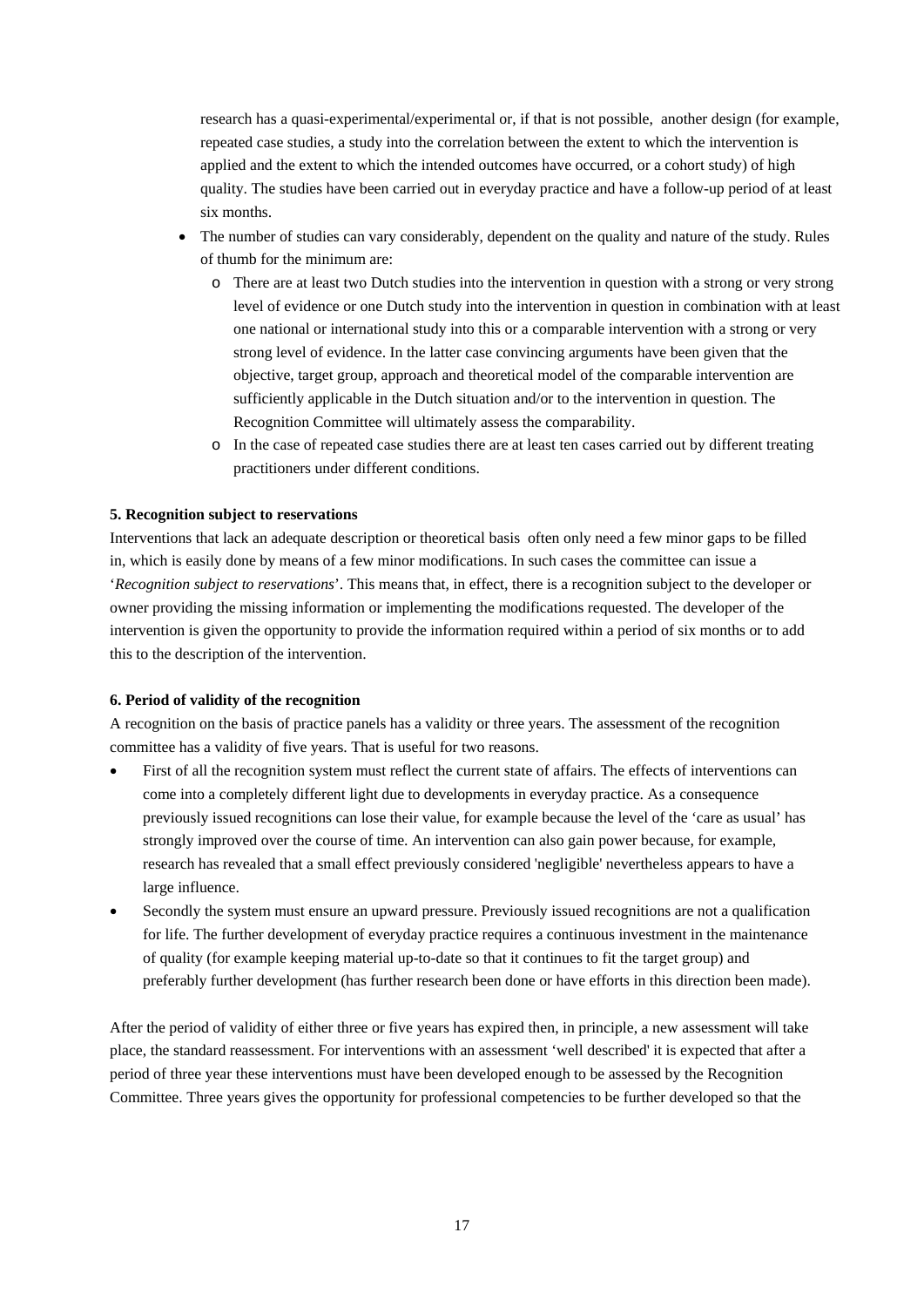research has a quasi-experimental/experimental or, if that is not possible, another design (for example, repeated case studies, a study into the correlation between the extent to which the intervention is applied and the extent to which the intended outcomes have occurred, or a cohort study) of high quality. The studies have been carried out in everyday practice and have a follow-up period of at least six months.

- The number of studies can vary considerably, dependent on the quality and nature of the study. Rules of thumb for the minimum are:
  - There are at least two Dutch studies into the intervention in question with a strong or very strong level of evidence or one Dutch study into the intervention in question in combination with at least one national or international study into this or a comparable intervention with a strong or very strong level of evidence. In the latter case convincing arguments have been given that the objective, target group, approach and theoretical model of the comparable intervention are sufficiently applicable in the Dutch situation and/or to the intervention in question. The Recognition Committee will ultimately assess the comparability.
  - In the case of repeated case studies there are at least ten cases carried out by different treating practitioners under different conditions.

**5. Recognition subject to reservations**

Interventions that lack an adequate description or theoretical basis often only need a few minor gaps to be filled in, which is easily done by means of a few minor modifications. In such cases the committee can issue a '*Recognition subject to reservations*'. This means that, in effect, there is a recognition subject to the developer or owner providing the missing information or implementing the modifications requested. The developer of the intervention is given the opportunity to provide the information required within a period of six months or to add this to the description of the intervention.

**6. Period of validity of the recognition**

A recognition on the basis of practice panels has a validity or three years. The assessment of the recognition committee has a validity of five years. That is useful for two reasons.

- First of all the recognition system must reflect the current state of affairs. The effects of interventions can come into a completely different light due to developments in everyday practice. As a consequence previously issued recognitions can lose their value, for example because the level of the 'care as usual' has strongly improved over the course of time. An intervention can also gain power because, for example, research has revealed that a small effect previously considered 'negligible' nevertheless appears to have a large influence.
- Secondly the system must ensure an upward pressure. Previously issued recognitions are not a qualification for life. The further development of everyday practice requires a continuous investment in the maintenance of quality (for example keeping material up-to-date so that it continues to fit the target group) and preferably further development (has further research been done or have efforts in this direction been made).

After the period of validity of either three or five years has expired then, in principle, a new assessment will take place, the standard reassessment. For interventions with an assessment 'well described' it is expected that after a period of three year these interventions must have been developed enough to be assessed by the Recognition Committee. Three years gives the opportunity for professional competencies to be further developed so that the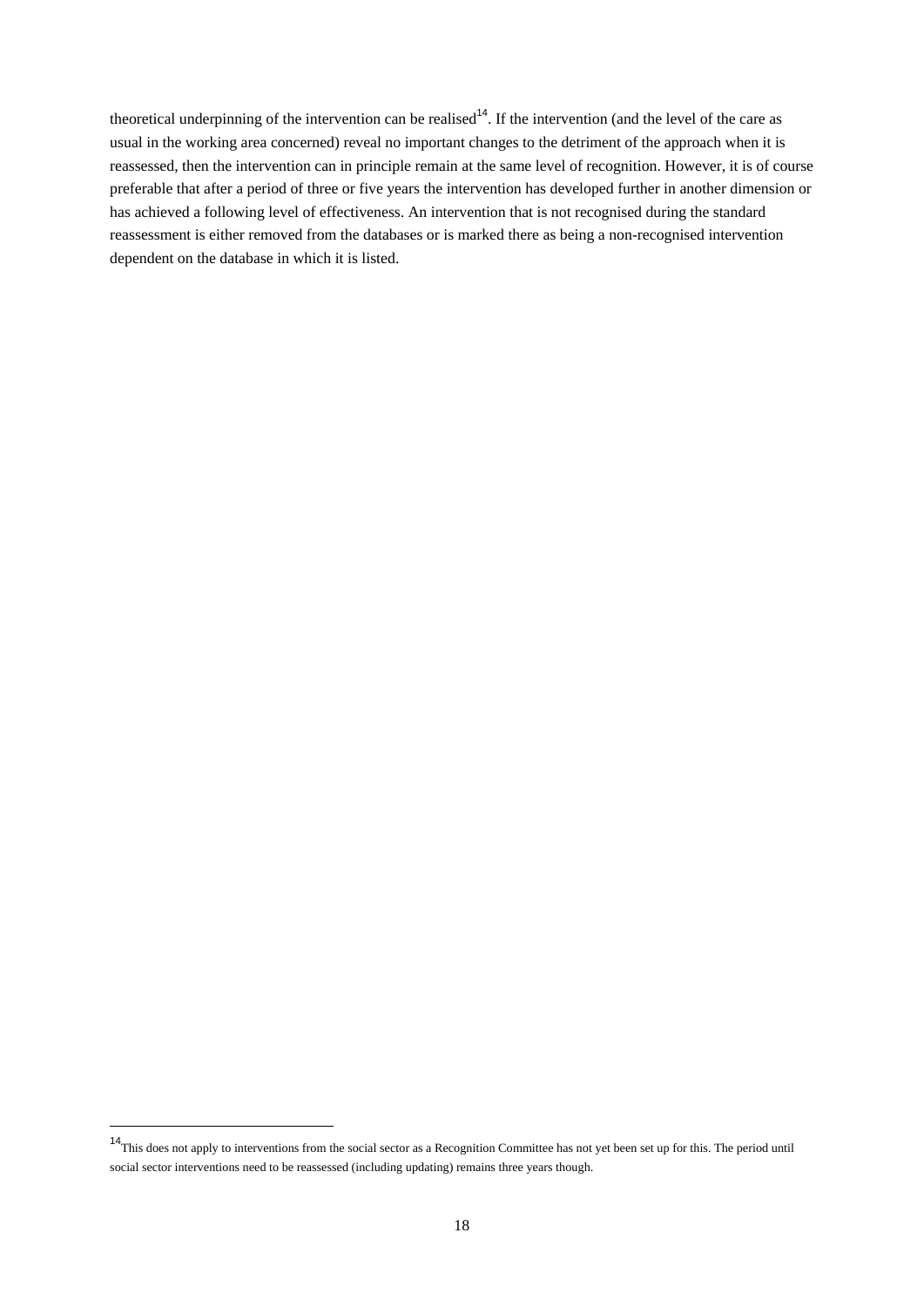theoretical underpinning of the intervention can be realised[14]. If the intervention (and the level of the care as usual in the working area concerned) reveal no important changes to the detriment of the approach when it is reassessed, then the intervention can in principle remain at the same level of recognition. However, it is of course preferable that after a period of three or five years the intervention has developed further in another dimension or has achieved a following level of effectiveness. An intervention that is not recognised during the standard reassessment is either removed from the databases or is marked there as being a non-recognised intervention dependent on the database in which it is listed.

[14] This does not apply to interventions from the social sector as a Recognition Committee has not yet been set up for this. The period until social sector interventions need to be reassessed (including updating) remains three years though.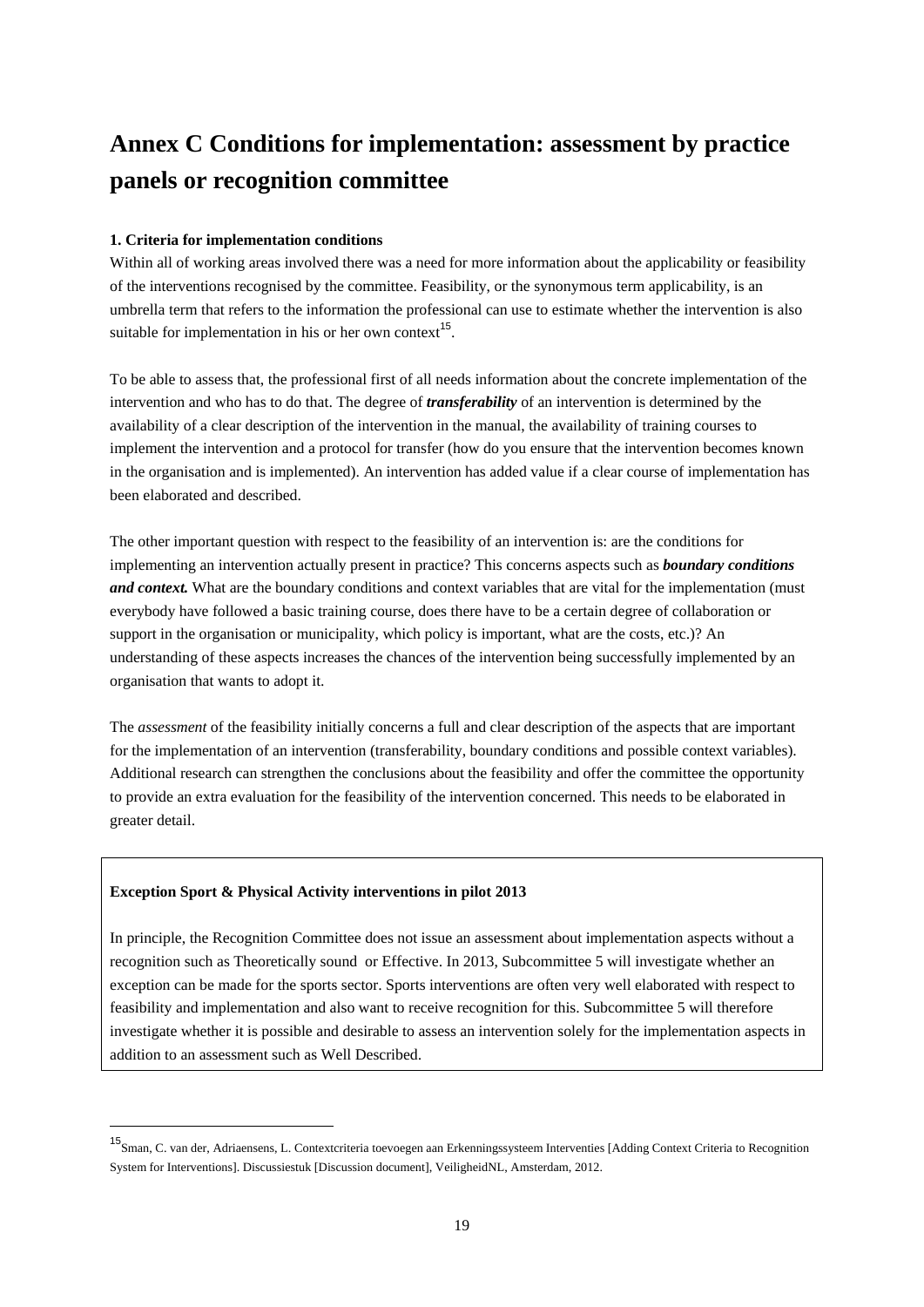# Annex C Conditions for implementation: assessment by practice panels or recognition committee

**1. Criteria for implementation conditions**

Within all of working areas involved there was a need for more information about the applicability or feasibility of the interventions recognised by the committee. Feasibility, or the synonymous term applicability, is an umbrella term that refers to the information the professional can use to estimate whether the intervention is also suitable for implementation in his or her own context[15].

To be able to assess that, the professional first of all needs information about the concrete implementation of the intervention and who has to do that. The degree of ***transferability*** of an intervention is determined by the availability of a clear description of the intervention in the manual, the availability of training courses to implement the intervention and a protocol for transfer (how do you ensure that the intervention becomes known in the organisation and is implemented). An intervention has added value if a clear course of implementation has been elaborated and described.

The other important question with respect to the feasibility of an intervention is: are the conditions for implementing an intervention actually present in practice? This concerns aspects such as ***boundary conditions and context.*** What are the boundary conditions and context variables that are vital for the implementation (must everybody have followed a basic training course, does there have to be a certain degree of collaboration or support in the organisation or municipality, which policy is important, what are the costs, etc.)? An understanding of these aspects increases the chances of the intervention being successfully implemented by an organisation that wants to adopt it.

The *assessment* of the feasibility initially concerns a full and clear description of the aspects that are important for the implementation of an intervention (transferability, boundary conditions and possible context variables). Additional research can strengthen the conclusions about the feasibility and offer the committee the opportunity to provide an extra evaluation for the feasibility of the intervention concerned. This needs to be elaborated in greater detail.

**Exception Sport & Physical Activity interventions in pilot 2013**

In principle, the Recognition Committee does not issue an assessment about implementation aspects without a recognition such as Theoretically sound or Effective. In 2013, Subcommittee 5 will investigate whether an exception can be made for the sports sector. Sports interventions are often very well elaborated with respect to feasibility and implementation and also want to receive recognition for this. Subcommittee 5 will therefore investigate whether it is possible and desirable to assess an intervention solely for the implementation aspects in addition to an assessment such as Well Described.

---

[15] Sman, C. van der, Adriaensens, L. Contextcriteria toevoegen aan Erkenningssysteem Interventies [Adding Context Criteria to Recognition System for Interventions]. Discussiestuk [Discussion document], VeiligheidNL, Amsterdam, 2012.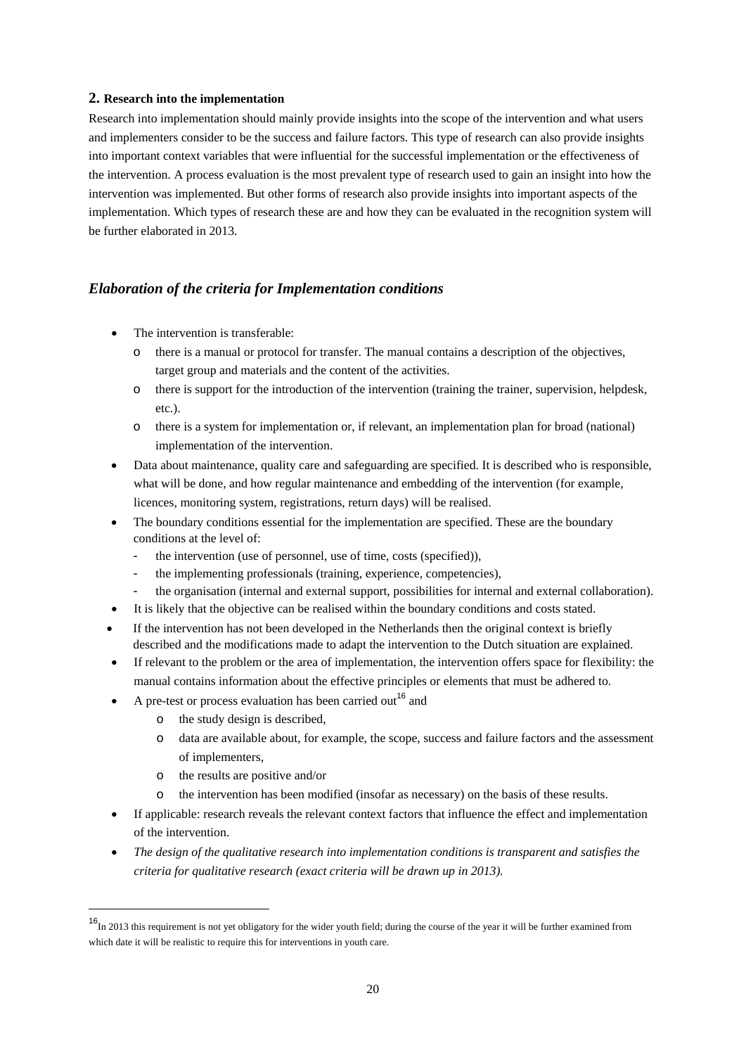## 2. Research into the implementation

Research into implementation should mainly provide insights into the scope of the intervention and what users and implementers consider to be the success and failure factors. This type of research can also provide insights into important context variables that were influential for the successful implementation or the effectiveness of the intervention. A process evaluation is the most prevalent type of research used to gain an insight into how the intervention was implemented. But other forms of research also provide insights into important aspects of the implementation. Which types of research these are and how they can be evaluated in the recognition system will be further elaborated in 2013.

### *Elaboration of the criteria for Implementation conditions*

- The intervention is transferable:
  - there is a manual or protocol for transfer. The manual contains a description of the objectives, target group and materials and the content of the activities.
  - there is support for the introduction of the intervention (training the trainer, supervision, helpdesk, etc.).
  - there is a system for implementation or, if relevant, an implementation plan for broad (national) implementation of the intervention.
- Data about maintenance, quality care and safeguarding are specified. It is described who is responsible, what will be done, and how regular maintenance and embedding of the intervention (for example, licences, monitoring system, registrations, return days) will be realised.
- The boundary conditions essential for the implementation are specified. These are the boundary conditions at the level of:
  - the intervention (use of personnel, use of time, costs (specified)),
  - the implementing professionals (training, experience, competencies),
  - the organisation (internal and external support, possibilities for internal and external collaboration).
- It is likely that the objective can be realised within the boundary conditions and costs stated.
- If the intervention has not been developed in the Netherlands then the original context is briefly described and the modifications made to adapt the intervention to the Dutch situation are explained.
- If relevant to the problem or the area of implementation, the intervention offers space for flexibility: the manual contains information about the effective principles or elements that must be adhered to.
- A pre-test or process evaluation has been carried out[16] and
  - the study design is described,
  - data are available about, for example, the scope, success and failure factors and the assessment of implementers,
  - the results are positive and/or
  - the intervention has been modified (insofar as necessary) on the basis of these results.
- If applicable: research reveals the relevant context factors that influence the effect and implementation of the intervention.
- *The design of the qualitative research into implementation conditions is transparent and satisfies the criteria for qualitative research (exact criteria will be drawn up in 2013).*

---

[16] In 2013 this requirement is not yet obligatory for the wider youth field; during the course of the year it will be further examined from which date it will be realistic to require this for interventions in youth care.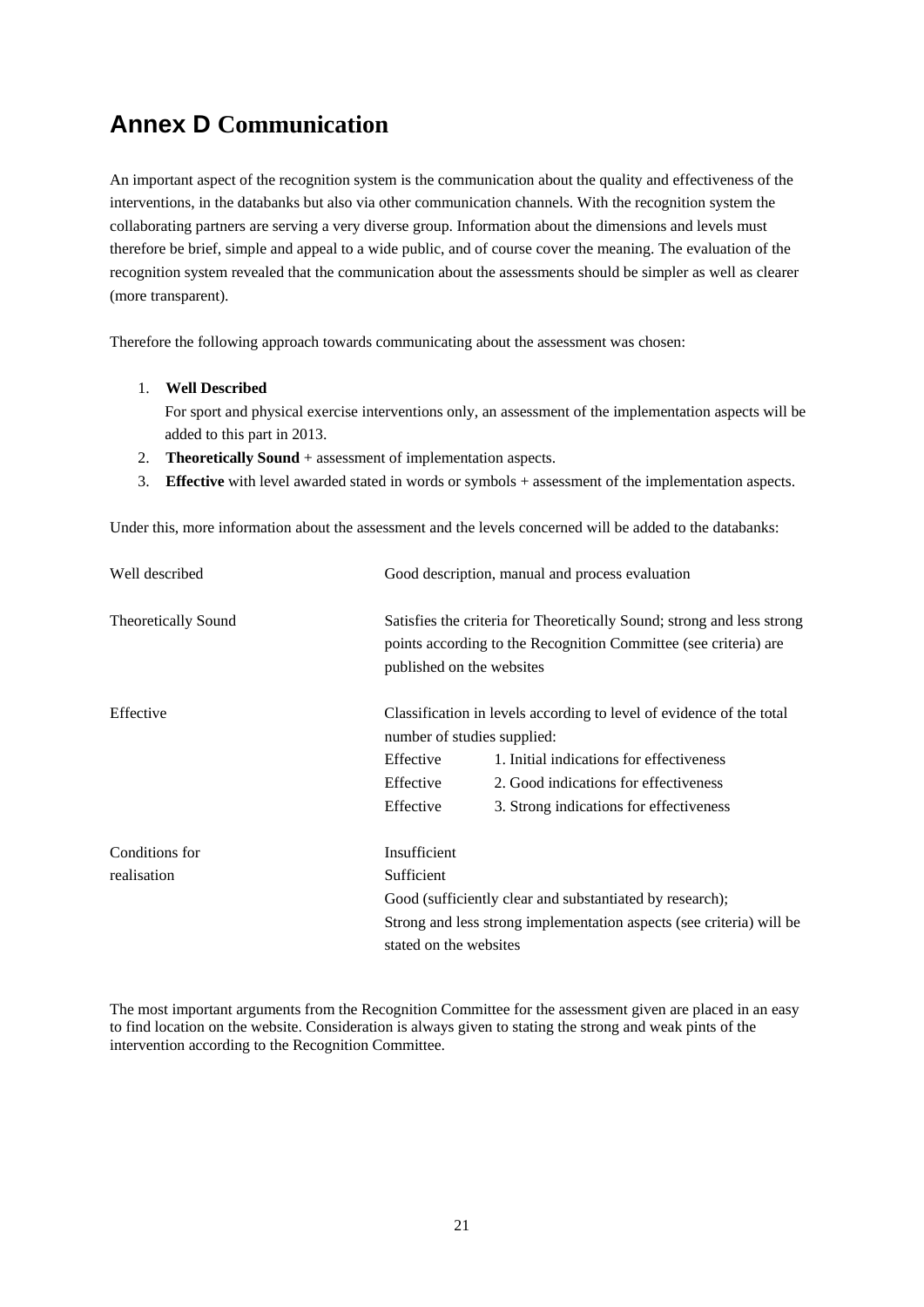# Annex D Communication

An important aspect of the recognition system is the communication about the quality and effectiveness of the interventions, in the databanks but also via other communication channels. With the recognition system the collaborating partners are serving a very diverse group. Information about the dimensions and levels must therefore be brief, simple and appeal to a wide public, and of course cover the meaning. The evaluation of the recognition system revealed that the communication about the assessments should be simpler as well as clearer (more transparent).

Therefore the following approach towards communicating about the assessment was chosen:

1. **Well Described**
   For sport and physical exercise interventions only, an assessment of the implementation aspects will be added to this part in 2013.
2. **Theoretically Sound** + assessment of implementation aspects.
3. **Effective** with level awarded stated in words or symbols + assessment of the implementation aspects.

Under this, more information about the assessment and the levels concerned will be added to the databanks:

| | | |
|---|---|---|
| Well described | Good description, manual and process evaluation | |
| Theoretically Sound | Satisfies the criteria for Theoretically Sound; strong and less strong points according to the Recognition Committee (see criteria) are published on the websites | |
| Effective | Classification in levels according to level of evidence of the total number of studies supplied: | |
| | Effective | 1. Initial indications for effectiveness |
| | Effective | 2. Good indications for effectiveness |
| | Effective | 3. Strong indications for effectiveness |
| Conditions for realisation | Insufficient<br>Sufficient<br>Good (sufficiently clear and substantiated by research);<br>Strong and less strong implementation aspects (see criteria) will be stated on the websites | |

The most important arguments from the Recognition Committee for the assessment given are placed in an easy to find location on the website. Consideration is always given to stating the strong and weak pints of the intervention according to the Recognition Committee.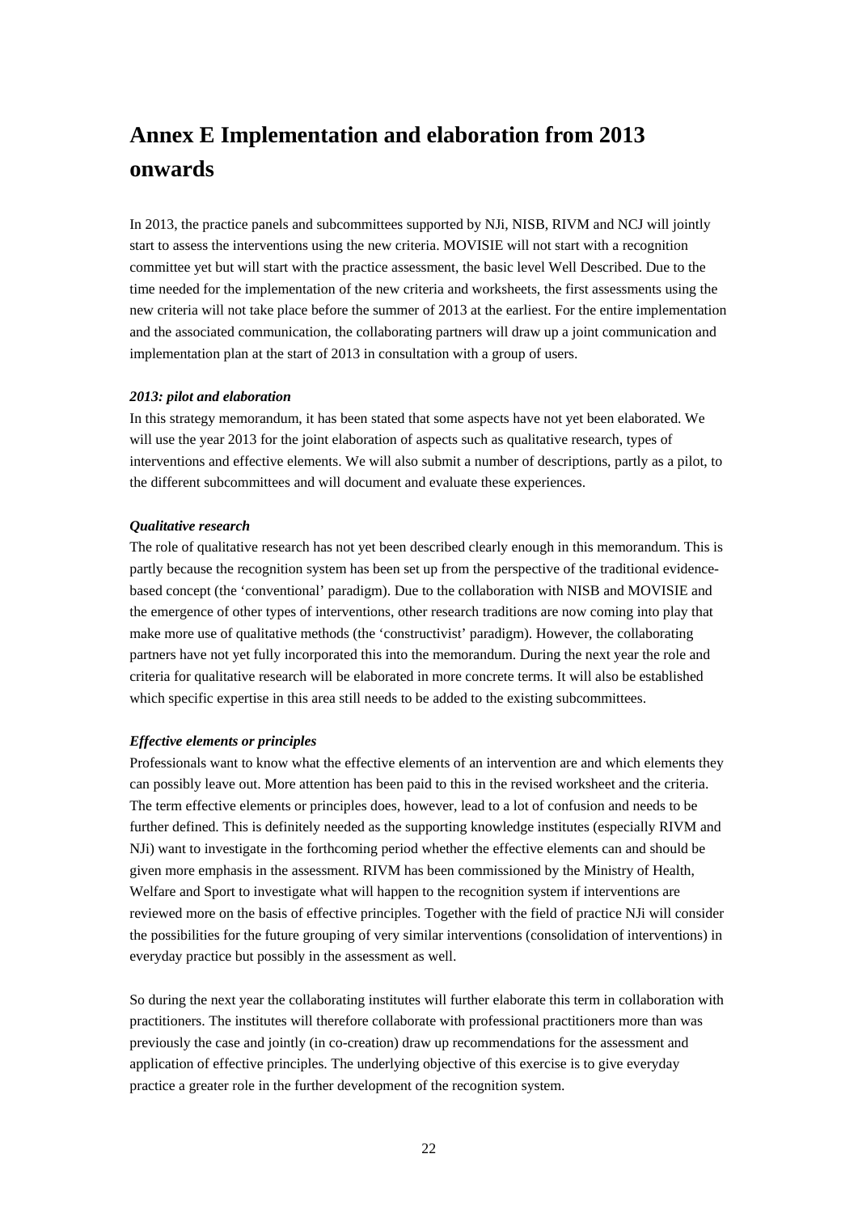# Annex E Implementation and elaboration from 2013 onwards

In 2013, the practice panels and subcommittees supported by NJi, NISB, RIVM and NCJ will jointly start to assess the interventions using the new criteria. MOVISIE will not start with a recognition committee yet but will start with the practice assessment, the basic level Well Described. Due to the time needed for the implementation of the new criteria and worksheets, the first assessments using the new criteria will not take place before the summer of 2013 at the earliest. For the entire implementation and the associated communication, the collaborating partners will draw up a joint communication and implementation plan at the start of 2013 in consultation with a group of users.

***2013: pilot and elaboration***

In this strategy memorandum, it has been stated that some aspects have not yet been elaborated. We will use the year 2013 for the joint elaboration of aspects such as qualitative research, types of interventions and effective elements. We will also submit a number of descriptions, partly as a pilot, to the different subcommittees and will document and evaluate these experiences.

***Qualitative research***

The role of qualitative research has not yet been described clearly enough in this memorandum. This is partly because the recognition system has been set up from the perspective of the traditional evidence-based concept (the 'conventional' paradigm). Due to the collaboration with NISB and MOVISIE and the emergence of other types of interventions, other research traditions are now coming into play that make more use of qualitative methods (the 'constructivist' paradigm). However, the collaborating partners have not yet fully incorporated this into the memorandum. During the next year the role and criteria for qualitative research will be elaborated in more concrete terms. It will also be established which specific expertise in this area still needs to be added to the existing subcommittees.

***Effective elements or principles***

Professionals want to know what the effective elements of an intervention are and which elements they can possibly leave out. More attention has been paid to this in the revised worksheet and the criteria. The term effective elements or principles does, however, lead to a lot of confusion and needs to be further defined. This is definitely needed as the supporting knowledge institutes (especially RIVM and NJi) want to investigate in the forthcoming period whether the effective elements can and should be given more emphasis in the assessment. RIVM has been commissioned by the Ministry of Health, Welfare and Sport to investigate what will happen to the recognition system if interventions are reviewed more on the basis of effective principles. Together with the field of practice NJi will consider the possibilities for the future grouping of very similar interventions (consolidation of interventions) in everyday practice but possibly in the assessment as well.

So during the next year the collaborating institutes will further elaborate this term in collaboration with practitioners. The institutes will therefore collaborate with professional practitioners more than was previously the case and jointly (in co-creation) draw up recommendations for the assessment and application of effective principles. The underlying objective of this exercise is to give everyday practice a greater role in the further development of the recognition system.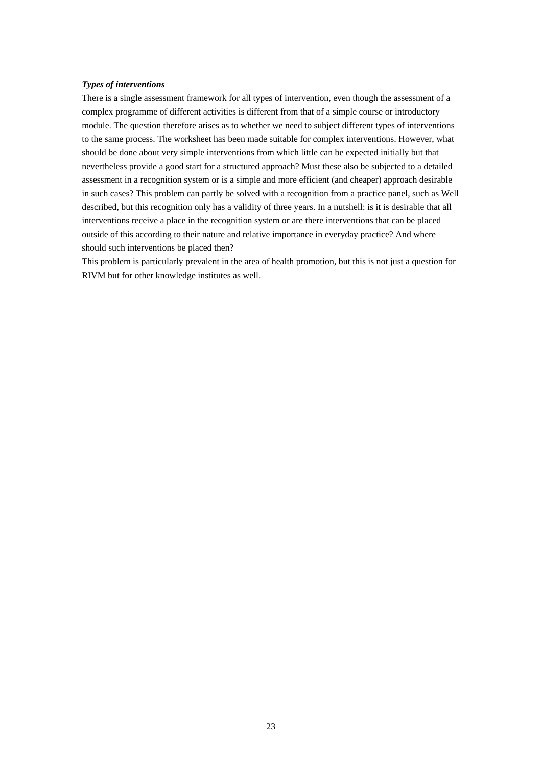***Types of interventions***

There is a single assessment framework for all types of intervention, even though the assessment of a complex programme of different activities is different from that of a simple course or introductory module. The question therefore arises as to whether we need to subject different types of interventions to the same process. The worksheet has been made suitable for complex interventions. However, what should be done about very simple interventions from which little can be expected initially but that nevertheless provide a good start for a structured approach? Must these also be subjected to a detailed assessment in a recognition system or is a simple and more efficient (and cheaper) approach desirable in such cases? This problem can partly be solved with a recognition from a practice panel, such as Well described, but this recognition only has a validity of three years. In a nutshell: is it is desirable that all interventions receive a place in the recognition system or are there interventions that can be placed outside of this according to their nature and relative importance in everyday practice? And where should such interventions be placed then?

This problem is particularly prevalent in the area of health promotion, but this is not just a question for RIVM but for other knowledge institutes as well.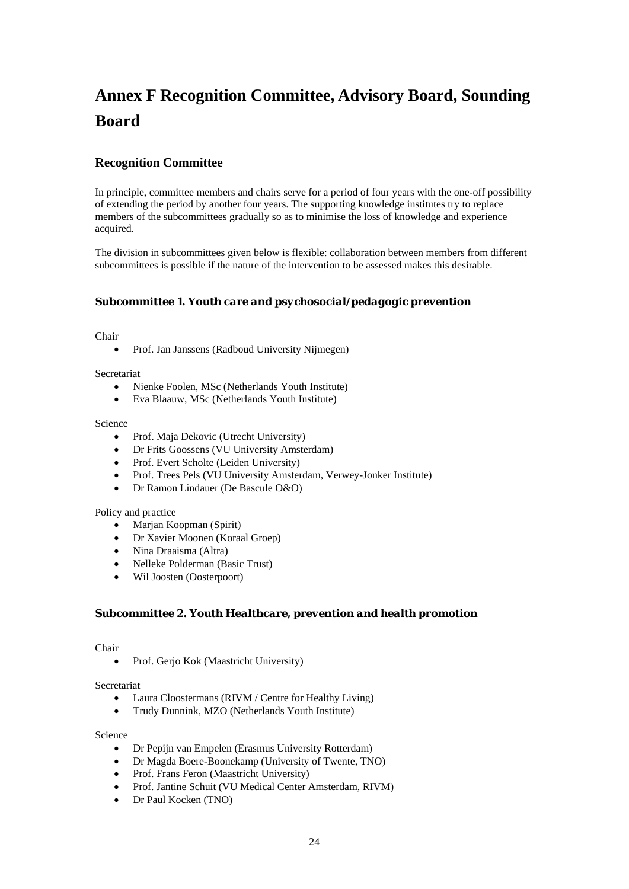# Annex F Recognition Committee, Advisory Board, Sounding Board

## Recognition Committee

In principle, committee members and chairs serve for a period of four years with the one-off possibility of extending the period by another four years. The supporting knowledge institutes try to replace members of the subcommittees gradually so as to minimise the loss of knowledge and experience acquired.

The division in subcommittees given below is flexible: collaboration between members from different subcommittees is possible if the nature of the intervention to be assessed makes this desirable.

### *Subcommittee 1. Youth care and psychosocial/pedagogic prevention*

Chair

- Prof. Jan Janssens (Radboud University Nijmegen)

Secretariat

- Nienke Foolen, MSc (Netherlands Youth Institute)
- Eva Blaauw, MSc (Netherlands Youth Institute)

Science

- Prof. Maja Dekovic (Utrecht University)
- Dr Frits Goossens (VU University Amsterdam)
- Prof. Evert Scholte (Leiden University)
- Prof. Trees Pels (VU University Amsterdam, Verwey-Jonker Institute)
- Dr Ramon Lindauer (De Bascule O&O)

Policy and practice

- Marjan Koopman (Spirit)
- Dr Xavier Moonen (Koraal Groep)
- Nina Draaisma (Altra)
- Nelleke Polderman (Basic Trust)
- Wil Joosten (Oosterpoort)

### *Subcommittee 2. Youth Healthcare, prevention and health promotion*

Chair

- Prof. Gerjo Kok (Maastricht University)

Secretariat

- Laura Cloostermans (RIVM / Centre for Healthy Living)
- Trudy Dunnink, MZO (Netherlands Youth Institute)

Science

- Dr Pepijn van Empelen (Erasmus University Rotterdam)
- Dr Magda Boere-Boonekamp (University of Twente, TNO)
- Prof. Frans Feron (Maastricht University)
- Prof. Jantine Schuit (VU Medical Center Amsterdam, RIVM)
- Dr Paul Kocken (TNO)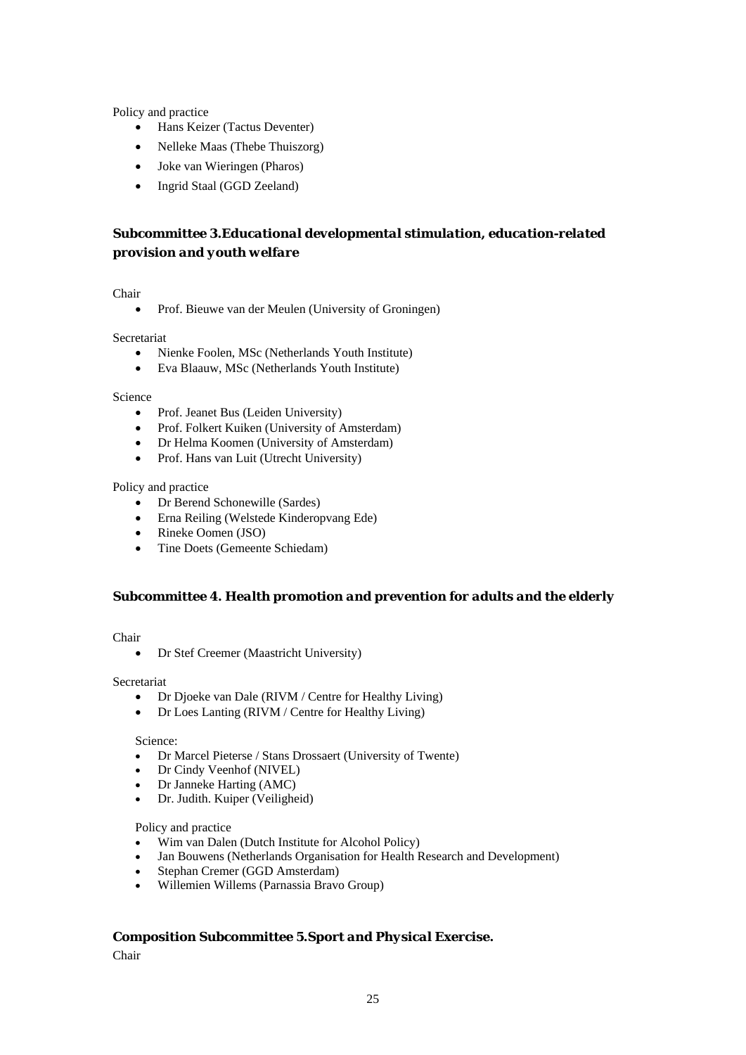Policy and practice

- Hans Keizer (Tactus Deventer)
- Nelleke Maas (Thebe Thuiszorg)
- Joke van Wieringen (Pharos)
- Ingrid Staal (GGD Zeeland)

### *Subcommittee 3.Educational developmental stimulation, education-related provision and youth welfare*

Chair

- Prof. Bieuwe van der Meulen (University of Groningen)

Secretariat

- Nienke Foolen, MSc (Netherlands Youth Institute)
- Eva Blaauw, MSc (Netherlands Youth Institute)

Science

- Prof. Jeanet Bus (Leiden University)
- Prof. Folkert Kuiken (University of Amsterdam)
- Dr Helma Koomen (University of Amsterdam)
- Prof. Hans van Luit (Utrecht University)

Policy and practice

- Dr Berend Schonewille (Sardes)
- Erna Reiling (Welstede Kinderopvang Ede)
- Rineke Oomen (JSO)
- Tine Doets (Gemeente Schiedam)

### *Subcommittee 4. Health promotion and prevention for adults and the elderly*

Chair

- Dr Stef Creemer (Maastricht University)

Secretariat

- Dr Djoeke van Dale (RIVM / Centre for Healthy Living)
- Dr Loes Lanting (RIVM / Centre for Healthy Living)

Science:

- Dr Marcel Pieterse / Stans Drossaert (University of Twente)
- Dr Cindy Veenhof (NIVEL)
- Dr Janneke Harting (AMC)
- Dr. Judith. Kuiper (Veiligheid)

Policy and practice

- Wim van Dalen (Dutch Institute for Alcohol Policy)
- Jan Bouwens (Netherlands Organisation for Health Research and Development)
- Stephan Cremer (GGD Amsterdam)
- Willemien Willems (Parnassia Bravo Group)

### *Composition Subcommittee 5.Sport and Physical Exercise.*

Chair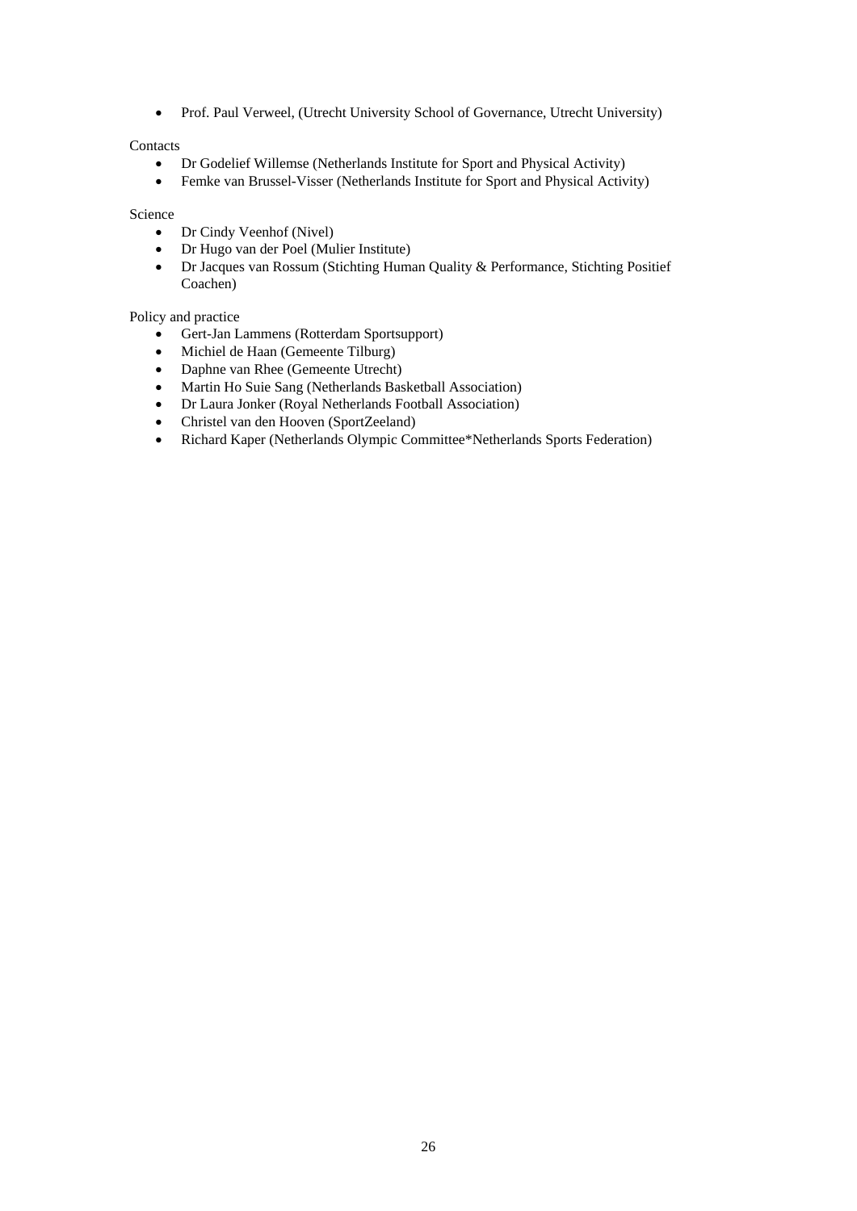- Prof. Paul Verweel, (Utrecht University School of Governance, Utrecht University)

Contacts

- Dr Godelief Willemse (Netherlands Institute for Sport and Physical Activity)
- Femke van Brussel-Visser (Netherlands Institute for Sport and Physical Activity)

Science

- Dr Cindy Veenhof (Nivel)
- Dr Hugo van der Poel (Mulier Institute)
- Dr Jacques van Rossum (Stichting Human Quality & Performance, Stichting Positief Coachen)

Policy and practice

- Gert-Jan Lammens (Rotterdam Sportsupport)
- Michiel de Haan (Gemeente Tilburg)
- Daphne van Rhee (Gemeente Utrecht)
- Martin Ho Suie Sang (Netherlands Basketball Association)
- Dr Laura Jonker (Royal Netherlands Football Association)
- Christel van den Hooven (SportZeeland)
- Richard Kaper (Netherlands Olympic Committee*Netherlands Sports Federation)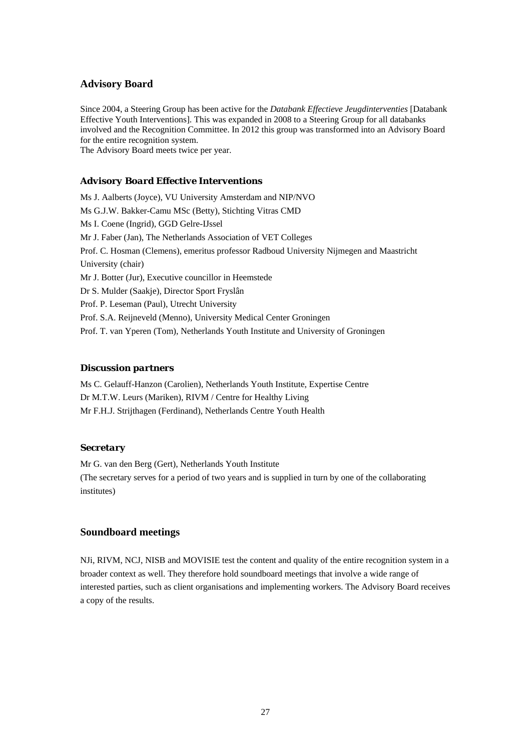## Advisory Board

Since 2004, a Steering Group has been active for the *Databank Effectieve Jeugdinterventies* [Databank Effective Youth Interventions]. This was expanded in 2008 to a Steering Group for all databanks involved and the Recognition Committee. In 2012 this group was transformed into an Advisory Board for the entire recognition system.
The Advisory Board meets twice per year.

### *Advisory Board Effective Interventions*

Ms J. Aalberts (Joyce), VU University Amsterdam and NIP/NVO
Ms G.J.W. Bakker-Camu MSc (Betty), Stichting Vitras CMD
Ms I. Coene (Ingrid), GGD Gelre-IJssel
Mr J. Faber (Jan), The Netherlands Association of VET Colleges
Prof. C. Hosman (Clemens), emeritus professor Radboud University Nijmegen and Maastricht University (chair)
Mr J. Botter (Jur), Executive councillor in Heemstede
Dr S. Mulder (Saakje), Director Sport Fryslân
Prof. P. Leseman (Paul), Utrecht University
Prof. S.A. Reijneveld (Menno), University Medical Center Groningen
Prof. T. van Yperen (Tom), Netherlands Youth Institute and University of Groningen

### *Discussion partners*

Ms C. Gelauff-Hanzon (Carolien), Netherlands Youth Institute, Expertise Centre
Dr M.T.W. Leurs (Mariken), RIVM / Centre for Healthy Living
Mr F.H.J. Strijthagen (Ferdinand), Netherlands Centre Youth Health

### *Secretary*

Mr G. van den Berg (Gert), Netherlands Youth Institute
(The secretary serves for a period of two years and is supplied in turn by one of the collaborating institutes)

## Soundboard meetings

NJi, RIVM, NCJ, NISB and MOVISIE test the content and quality of the entire recognition system in a broader context as well. They therefore hold soundboard meetings that involve a wide range of interested parties, such as client organisations and implementing workers. The Advisory Board receives a copy of the results.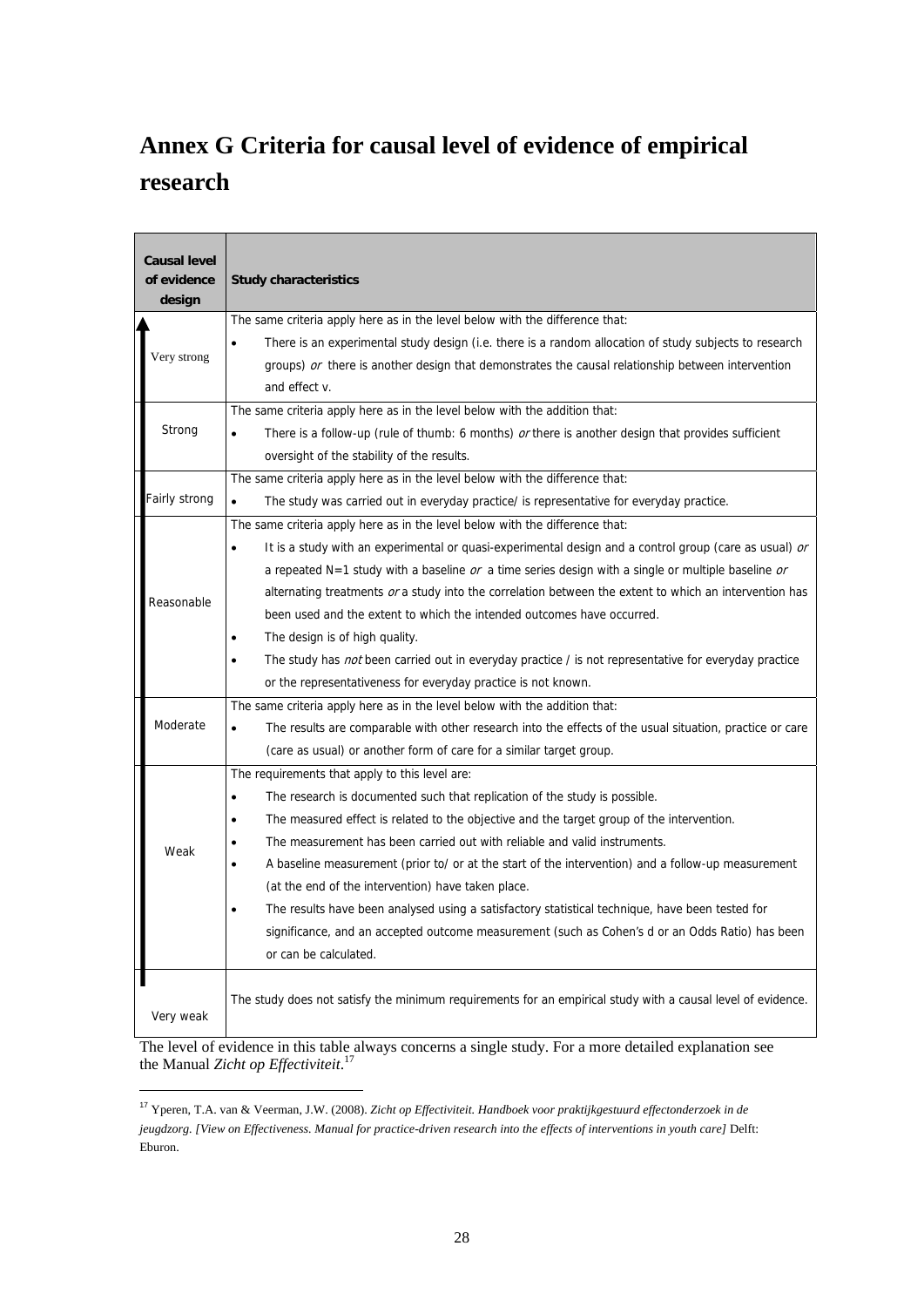# Annex G Criteria for causal level of evidence of empirical research

| Causal level of evidence design | Study characteristics |
|---|---|
| Very strong | The same criteria apply here as in the level below with the difference that: <br>• There is an experimental study design (i.e. there is a random allocation of study subjects to research groups) *or* there is another design that demonstrates the causal relationship between intervention and effect v. |
| Strong | The same criteria apply here as in the level below with the addition that: <br>• There is a follow-up (rule of thumb: 6 months) *or* there is another design that provides sufficient oversight of the stability of the results. |
| Fairly strong | The same criteria apply here as in the level below with the difference that: <br>• The study was carried out in everyday practice/ is representative for everyday practice. |
| Reasonable | The same criteria apply here as in the level below with the difference that: <br>• It is a study with an experimental or quasi-experimental design and a control group (care as usual) *or* a repeated N=1 study with a baseline *or* a time series design with a single or multiple baseline *or* alternating treatments *or* a study into the correlation between the extent to which an intervention has been used and the extent to which the intended outcomes have occurred. <br>• The design is of high quality. <br>• The study has *not* been carried out in everyday practice / is not representative for everyday practice or the representativeness for everyday practice is not known. |
| Moderate | The same criteria apply here as in the level below with the addition that: <br>• The results are comparable with other research into the effects of the usual situation, practice or care (care as usual) or another form of care for a similar target group. |
| Weak | The requirements that apply to this level are: <br>• The research is documented such that replication of the study is possible. <br>• The measured effect is related to the objective and the target group of the intervention. <br>• The measurement has been carried out with reliable and valid instruments. <br>• A baseline measurement (prior to/ or at the start of the intervention) and a follow-up measurement (at the end of the intervention) have taken place. <br>• The results have been analysed using a satisfactory statistical technique, have been tested for significance, and an accepted outcome measurement (such as Cohen's d or an Odds Ratio) has been or can be calculated. |
| Very weak | The study does not satisfy the minimum requirements for an empirical study with a causal level of evidence. |

The level of evidence in this table always concerns a single study. For a more detailed explanation see the Manual *Zicht op Effectiviteit*.[17]

[17] Yperen, T.A. van & Veerman, J.W. (2008). *Zicht op Effectiviteit. Handboek voor praktijkgestuurd effectonderzoek in de jeugdzorg. [View on Effectiveness. Manual for practice-driven research into the effects of interventions in youth care]* Delft: Eburon.